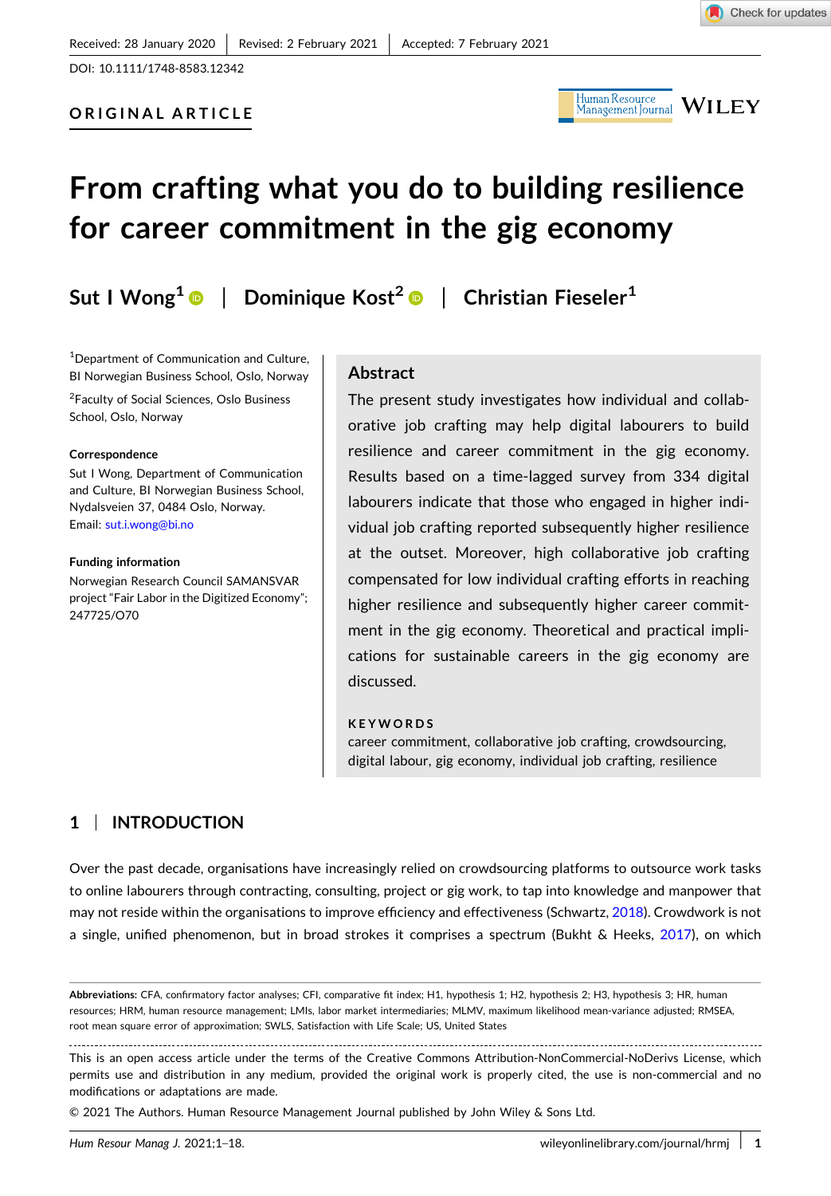Received: 28 January 2020 | Revised: 2 February 2021 | Accepted: 7 February 2021

DOI: 10.1111/1748-8583.12342

ORIGINAL ARTICLE

# From crafting what you do to building resilience for career commitment in the gig economy

**Sut I Wong[1] | Dominique Kost[2] | Christian Fieseler[1]**

[1]Department of Communication and Culture, BI Norwegian Business School, Oslo, Norway

[2]Faculty of Social Sciences, Oslo Business School, Oslo, Norway

**Correspondence**

Sut I Wong, Department of Communication and Culture, BI Norwegian Business School, Nydalsveien 37, 0484 Oslo, Norway.
Email: sut.i.wong@bi.no

**Funding information**

Norwegian Research Council SAMANSVAR project "Fair Labor in the Digitized Economy"; 247725/O70

## Abstract

The present study investigates how individual and collaborative job crafting may help digital labourers to build resilience and career commitment in the gig economy. Results based on a time-lagged survey from 334 digital labourers indicate that those who engaged in higher individual job crafting reported subsequently higher resilience at the outset. Moreover, high collaborative job crafting compensated for low individual crafting efforts in reaching higher resilience and subsequently higher career commitment in the gig economy. Theoretical and practical implications for sustainable careers in the gig economy are discussed.

**KEYWORDS**

career commitment, collaborative job crafting, crowdsourcing, digital labour, gig economy, individual job crafting, resilience

## 1 | INTRODUCTION

Over the past decade, organisations have increasingly relied on crowdsourcing platforms to outsource work tasks to online labourers through contracting, consulting, project or gig work, to tap into knowledge and manpower that may not reside within the organisations to improve efficiency and effectiveness (Schwartz, 2018). Crowdwork is not a single, unified phenomenon, but in broad strokes it comprises a spectrum (Bukht & Heeks, 2017), on which

---

**Abbreviations:** CFA, confirmatory factor analyses; CFI, comparative fit index; H1, hypothesis 1; H2, hypothesis 2; H3, hypothesis 3; HR, human resources; HRM, human resource management; LMIs, labor market intermediaries; MLMV, maximum likelihood mean-variance adjusted; RMSEA, root mean square error of approximation; SWLS, Satisfaction with Life Scale; US, United States

This is an open access article under the terms of the Creative Commons Attribution-NonCommercial-NoDerivs License, which permits use and distribution in any medium, provided the original work is properly cited, the use is non-commercial and no modifications or adaptations are made.

© 2021 The Authors. Human Resource Management Journal published by John Wiley & Sons Ltd.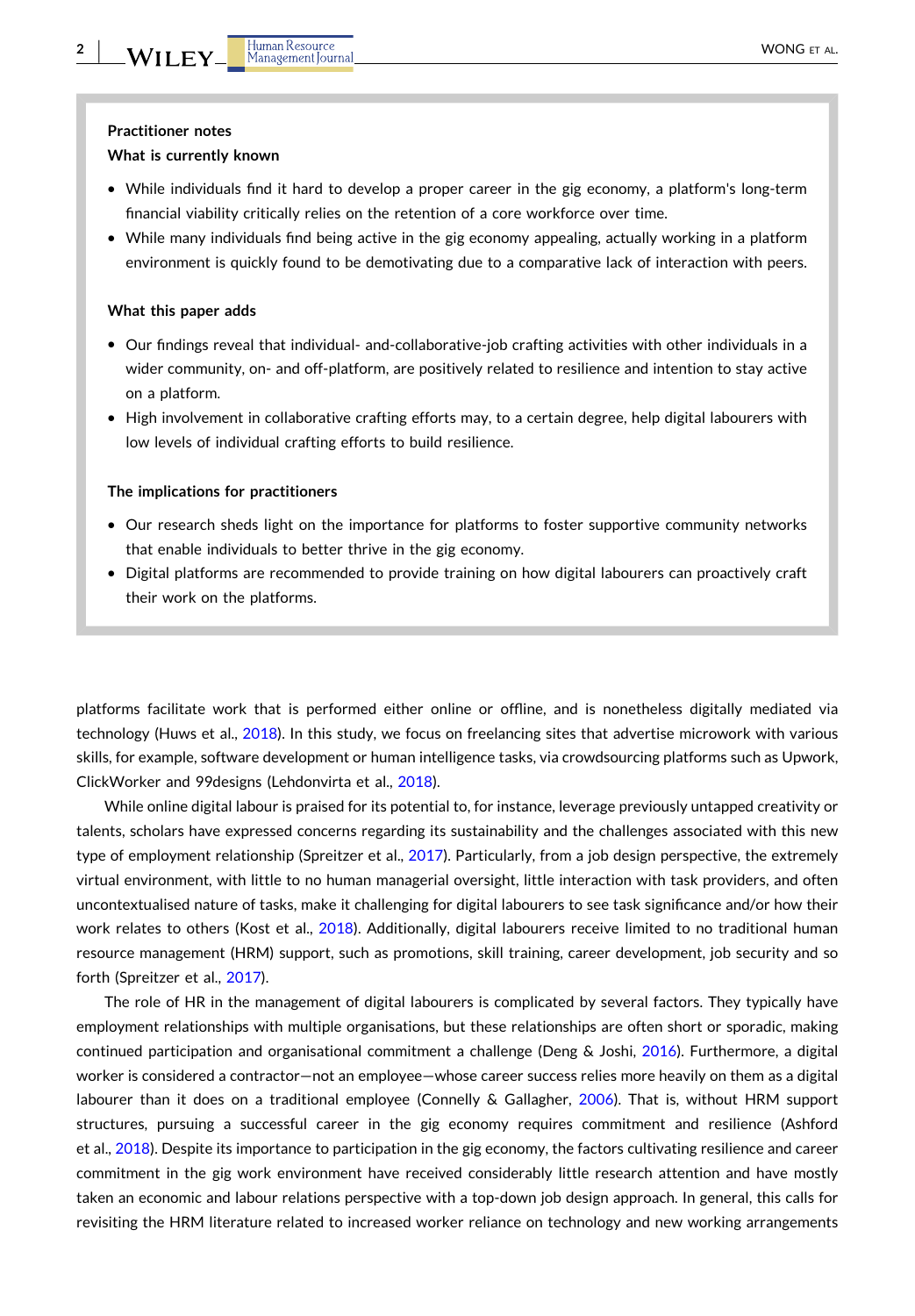**Practitioner notes**

**What is currently known**

- While individuals find it hard to develop a proper career in the gig economy, a platform's long-term financial viability critically relies on the retention of a core workforce over time.
- While many individuals find being active in the gig economy appealing, actually working in a platform environment is quickly found to be demotivating due to a comparative lack of interaction with peers.

**What this paper adds**

- Our findings reveal that individual- and-collaborative-job crafting activities with other individuals in a wider community, on- and off-platform, are positively related to resilience and intention to stay active on a platform.
- High involvement in collaborative crafting efforts may, to a certain degree, help digital labourers with low levels of individual crafting efforts to build resilience.

**The implications for practitioners**

- Our research sheds light on the importance for platforms to foster supportive community networks that enable individuals to better thrive in the gig economy.
- Digital platforms are recommended to provide training on how digital labourers can proactively craft their work on the platforms.

platforms facilitate work that is performed either online or offline, and is nonetheless digitally mediated via technology (Huws et al., 2018). In this study, we focus on freelancing sites that advertise microwork with various skills, for example, software development or human intelligence tasks, via crowdsourcing platforms such as Upwork, ClickWorker and 99designs (Lehdonvirta et al., 2018).

While online digital labour is praised for its potential to, for instance, leverage previously untapped creativity or talents, scholars have expressed concerns regarding its sustainability and the challenges associated with this new type of employment relationship (Spreitzer et al., 2017). Particularly, from a job design perspective, the extremely virtual environment, with little to no human managerial oversight, little interaction with task providers, and often uncontextualised nature of tasks, make it challenging for digital labourers to see task significance and/or how their work relates to others (Kost et al., 2018). Additionally, digital labourers receive limited to no traditional human resource management (HRM) support, such as promotions, skill training, career development, job security and so forth (Spreitzer et al., 2017).

The role of HR in the management of digital labourers is complicated by several factors. They typically have employment relationships with multiple organisations, but these relationships are often short or sporadic, making continued participation and organisational commitment a challenge (Deng & Joshi, 2016). Furthermore, a digital worker is considered a contractor—not an employee—whose career success relies more heavily on them as a digital labourer than it does on a traditional employee (Connelly & Gallagher, 2006). That is, without HRM support structures, pursuing a successful career in the gig economy requires commitment and resilience (Ashford et al., 2018). Despite its importance to participation in the gig economy, the factors cultivating resilience and career commitment in the gig work environment have received considerably little research attention and have mostly taken an economic and labour relations perspective with a top-down job design approach. In general, this calls for revisiting the HRM literature related to increased worker reliance on technology and new working arrangements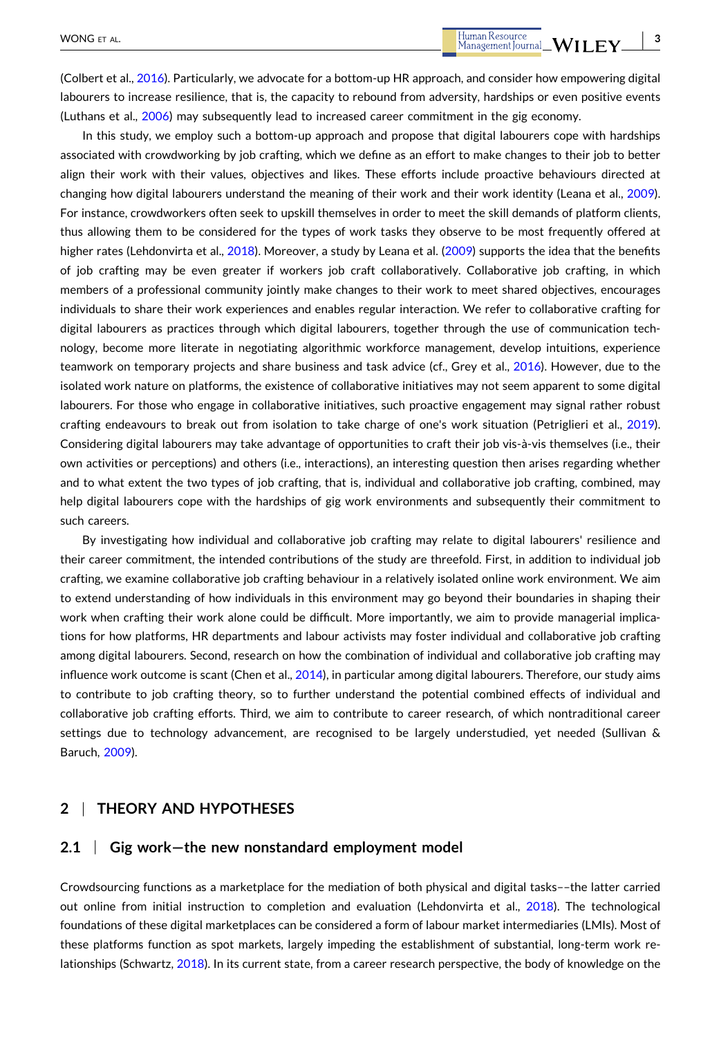(Colbert et al., 2016). Particularly, we advocate for a bottom-up HR approach, and consider how empowering digital labourers to increase resilience, that is, the capacity to rebound from adversity, hardships or even positive events (Luthans et al., 2006) may subsequently lead to increased career commitment in the gig economy.

In this study, we employ such a bottom-up approach and propose that digital labourers cope with hardships associated with crowdworking by job crafting, which we define as an effort to make changes to their job to better align their work with their values, objectives and likes. These efforts include proactive behaviours directed at changing how digital labourers understand the meaning of their work and their work identity (Leana et al., 2009). For instance, crowdworkers often seek to upskill themselves in order to meet the skill demands of platform clients, thus allowing them to be considered for the types of work tasks they observe to be most frequently offered at higher rates (Lehdonvirta et al., 2018). Moreover, a study by Leana et al. (2009) supports the idea that the benefits of job crafting may be even greater if workers job craft collaboratively. Collaborative job crafting, in which members of a professional community jointly make changes to their work to meet shared objectives, encourages individuals to share their work experiences and enables regular interaction. We refer to collaborative crafting for digital labourers as practices through which digital labourers, together through the use of communication technology, become more literate in negotiating algorithmic workforce management, develop intuitions, experience teamwork on temporary projects and share business and task advice (cf., Grey et al., 2016). However, due to the isolated work nature on platforms, the existence of collaborative initiatives may not seem apparent to some digital labourers. For those who engage in collaborative initiatives, such proactive engagement may signal rather robust crafting endeavours to break out from isolation to take charge of one's work situation (Petriglieri et al., 2019). Considering digital labourers may take advantage of opportunities to craft their job vis-à-vis themselves (i.e., their own activities or perceptions) and others (i.e., interactions), an interesting question then arises regarding whether and to what extent the two types of job crafting, that is, individual and collaborative job crafting, combined, may help digital labourers cope with the hardships of gig work environments and subsequently their commitment to such careers.

By investigating how individual and collaborative job crafting may relate to digital labourers' resilience and their career commitment, the intended contributions of the study are threefold. First, in addition to individual job crafting, we examine collaborative job crafting behaviour in a relatively isolated online work environment. We aim to extend understanding of how individuals in this environment may go beyond their boundaries in shaping their work when crafting their work alone could be difficult. More importantly, we aim to provide managerial implications for how platforms, HR departments and labour activists may foster individual and collaborative job crafting among digital labourers. Second, research on how the combination of individual and collaborative job crafting may influence work outcome is scant (Chen et al., 2014), in particular among digital labourers. Therefore, our study aims to contribute to job crafting theory, so to further understand the potential combined effects of individual and collaborative job crafting efforts. Third, we aim to contribute to career research, of which nontraditional career settings due to technology advancement, are recognised to be largely understudied, yet needed (Sullivan & Baruch, 2009).

## 2 | THEORY AND HYPOTHESES

### 2.1 | Gig work—the new nonstandard employment model

Crowdsourcing functions as a marketplace for the mediation of both physical and digital tasks––the latter carried out online from initial instruction to completion and evaluation (Lehdonvirta et al., 2018). The technological foundations of these digital marketplaces can be considered a form of labour market intermediaries (LMIs). Most of these platforms function as spot markets, largely impeding the establishment of substantial, long-term work relationships (Schwartz, 2018). In its current state, from a career research perspective, the body of knowledge on the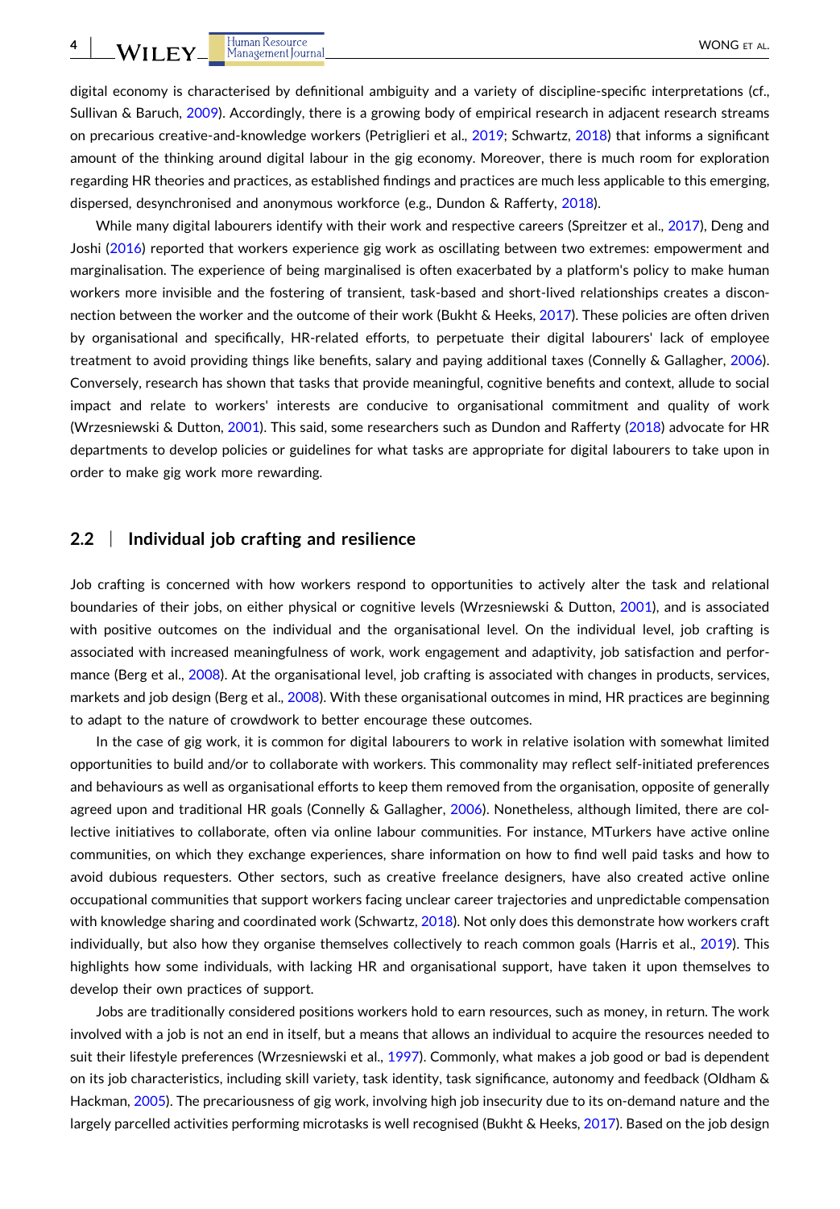digital economy is characterised by definitional ambiguity and a variety of discipline-specific interpretations (cf., Sullivan & Baruch, 2009). Accordingly, there is a growing body of empirical research in adjacent research streams on precarious creative-and-knowledge workers (Petriglieri et al., 2019; Schwartz, 2018) that informs a significant amount of the thinking around digital labour in the gig economy. Moreover, there is much room for exploration regarding HR theories and practices, as established findings and practices are much less applicable to this emerging, dispersed, desynchronised and anonymous workforce (e.g., Dundon & Rafferty, 2018).

While many digital labourers identify with their work and respective careers (Spreitzer et al., 2017), Deng and Joshi (2016) reported that workers experience gig work as oscillating between two extremes: empowerment and marginalisation. The experience of being marginalised is often exacerbated by a platform's policy to make human workers more invisible and the fostering of transient, task-based and short-lived relationships creates a disconnection between the worker and the outcome of their work (Bukht & Heeks, 2017). These policies are often driven by organisational and specifically, HR-related efforts, to perpetuate their digital labourers' lack of employee treatment to avoid providing things like benefits, salary and paying additional taxes (Connelly & Gallagher, 2006). Conversely, research has shown that tasks that provide meaningful, cognitive benefits and context, allude to social impact and relate to workers' interests are conducive to organisational commitment and quality of work (Wrzesniewski & Dutton, 2001). This said, some researchers such as Dundon and Rafferty (2018) advocate for HR departments to develop policies or guidelines for what tasks are appropriate for digital labourers to take upon in order to make gig work more rewarding.

## 2.2 | Individual job crafting and resilience

Job crafting is concerned with how workers respond to opportunities to actively alter the task and relational boundaries of their jobs, on either physical or cognitive levels (Wrzesniewski & Dutton, 2001), and is associated with positive outcomes on the individual and the organisational level. On the individual level, job crafting is associated with increased meaningfulness of work, work engagement and adaptivity, job satisfaction and performance (Berg et al., 2008). At the organisational level, job crafting is associated with changes in products, services, markets and job design (Berg et al., 2008). With these organisational outcomes in mind, HR practices are beginning to adapt to the nature of crowdwork to better encourage these outcomes.

In the case of gig work, it is common for digital labourers to work in relative isolation with somewhat limited opportunities to build and/or to collaborate with workers. This commonality may reflect self-initiated preferences and behaviours as well as organisational efforts to keep them removed from the organisation, opposite of generally agreed upon and traditional HR goals (Connelly & Gallagher, 2006). Nonetheless, although limited, there are collective initiatives to collaborate, often via online labour communities. For instance, MTurkers have active online communities, on which they exchange experiences, share information on how to find well paid tasks and how to avoid dubious requesters. Other sectors, such as creative freelance designers, have also created active online occupational communities that support workers facing unclear career trajectories and unpredictable compensation with knowledge sharing and coordinated work (Schwartz, 2018). Not only does this demonstrate how workers craft individually, but also how they organise themselves collectively to reach common goals (Harris et al., 2019). This highlights how some individuals, with lacking HR and organisational support, have taken it upon themselves to develop their own practices of support.

Jobs are traditionally considered positions workers hold to earn resources, such as money, in return. The work involved with a job is not an end in itself, but a means that allows an individual to acquire the resources needed to suit their lifestyle preferences (Wrzesniewski et al., 1997). Commonly, what makes a job good or bad is dependent on its job characteristics, including skill variety, task identity, task significance, autonomy and feedback (Oldham & Hackman, 2005). The precariousness of gig work, involving high job insecurity due to its on-demand nature and the largely parcelled activities performing microtasks is well recognised (Bukht & Heeks, 2017). Based on the job design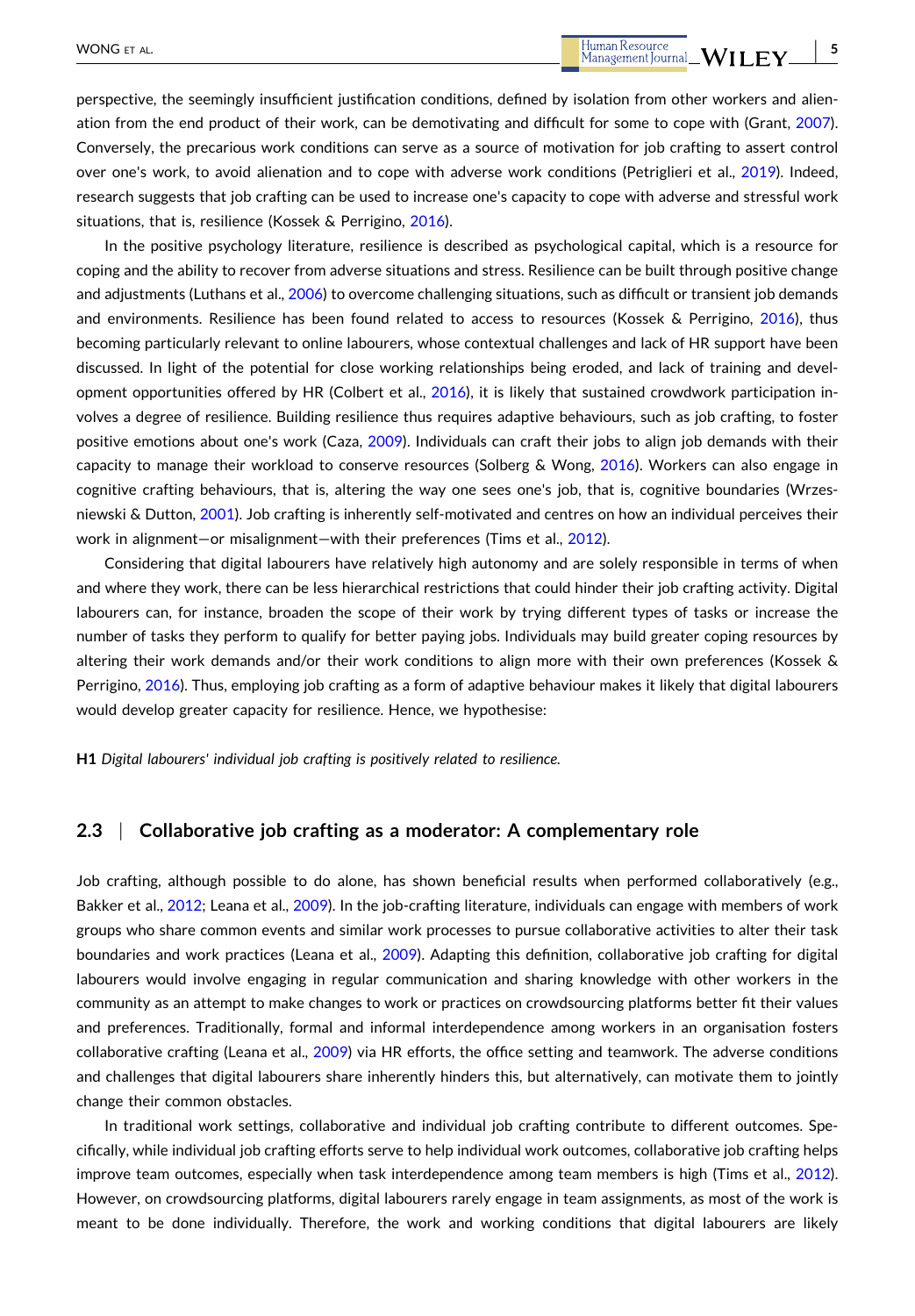perspective, the seemingly insufficient justification conditions, defined by isolation from other workers and alienation from the end product of their work, can be demotivating and difficult for some to cope with (Grant, 2007). Conversely, the precarious work conditions can serve as a source of motivation for job crafting to assert control over one's work, to avoid alienation and to cope with adverse work conditions (Petriglieri et al., 2019). Indeed, research suggests that job crafting can be used to increase one's capacity to cope with adverse and stressful work situations, that is, resilience (Kossek & Perrigino, 2016).

In the positive psychology literature, resilience is described as psychological capital, which is a resource for coping and the ability to recover from adverse situations and stress. Resilience can be built through positive change and adjustments (Luthans et al., 2006) to overcome challenging situations, such as difficult or transient job demands and environments. Resilience has been found related to access to resources (Kossek & Perrigino, 2016), thus becoming particularly relevant to online labourers, whose contextual challenges and lack of HR support have been discussed. In light of the potential for close working relationships being eroded, and lack of training and development opportunities offered by HR (Colbert et al., 2016), it is likely that sustained crowdwork participation involves a degree of resilience. Building resilience thus requires adaptive behaviours, such as job crafting, to foster positive emotions about one's work (Caza, 2009). Individuals can craft their jobs to align job demands with their capacity to manage their workload to conserve resources (Solberg & Wong, 2016). Workers can also engage in cognitive crafting behaviours, that is, altering the way one sees one's job, that is, cognitive boundaries (Wrzesniewski & Dutton, 2001). Job crafting is inherently self-motivated and centres on how an individual perceives their work in alignment—or misalignment—with their preferences (Tims et al., 2012).

Considering that digital labourers have relatively high autonomy and are solely responsible in terms of when and where they work, there can be less hierarchical restrictions that could hinder their job crafting activity. Digital labourers can, for instance, broaden the scope of their work by trying different types of tasks or increase the number of tasks they perform to qualify for better paying jobs. Individuals may build greater coping resources by altering their work demands and/or their work conditions to align more with their own preferences (Kossek & Perrigino, 2016). Thus, employing job crafting as a form of adaptive behaviour makes it likely that digital labourers would develop greater capacity for resilience. Hence, we hypothesise:

**H1** *Digital labourers' individual job crafting is positively related to resilience.*

## 2.3 | Collaborative job crafting as a moderator: A complementary role

Job crafting, although possible to do alone, has shown beneficial results when performed collaboratively (e.g., Bakker et al., 2012; Leana et al., 2009). In the job-crafting literature, individuals can engage with members of work groups who share common events and similar work processes to pursue collaborative activities to alter their task boundaries and work practices (Leana et al., 2009). Adapting this definition, collaborative job crafting for digital labourers would involve engaging in regular communication and sharing knowledge with other workers in the community as an attempt to make changes to work or practices on crowdsourcing platforms better fit their values and preferences. Traditionally, formal and informal interdependence among workers in an organisation fosters collaborative crafting (Leana et al., 2009) via HR efforts, the office setting and teamwork. The adverse conditions and challenges that digital labourers share inherently hinders this, but alternatively, can motivate them to jointly change their common obstacles.

In traditional work settings, collaborative and individual job crafting contribute to different outcomes. Specifically, while individual job crafting efforts serve to help individual work outcomes, collaborative job crafting helps improve team outcomes, especially when task interdependence among team members is high (Tims et al., 2012). However, on crowdsourcing platforms, digital labourers rarely engage in team assignments, as most of the work is meant to be done individually. Therefore, the work and working conditions that digital labourers are likely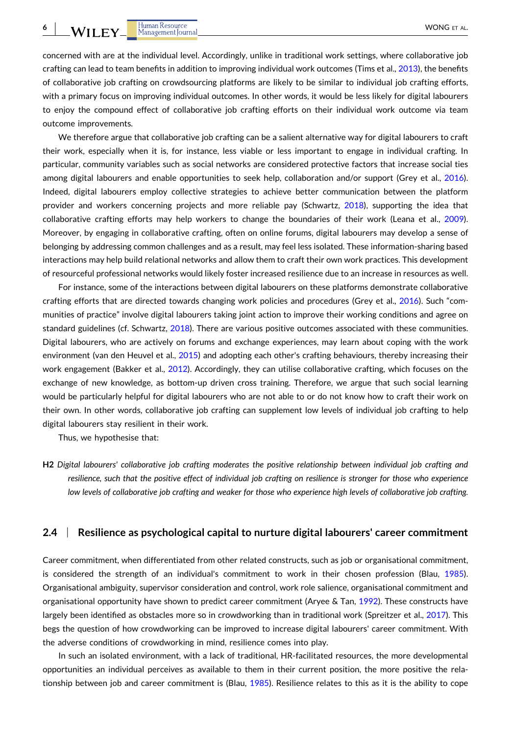concerned with are at the individual level. Accordingly, unlike in traditional work settings, where collaborative job crafting can lead to team benefits in addition to improving individual work outcomes (Tims et al., 2013), the benefits of collaborative job crafting on crowdsourcing platforms are likely to be similar to individual job crafting efforts, with a primary focus on improving individual outcomes. In other words, it would be less likely for digital labourers to enjoy the compound effect of collaborative job crafting efforts on their individual work outcome via team outcome improvements.

We therefore argue that collaborative job crafting can be a salient alternative way for digital labourers to craft their work, especially when it is, for instance, less viable or less important to engage in individual crafting. In particular, community variables such as social networks are considered protective factors that increase social ties among digital labourers and enable opportunities to seek help, collaboration and/or support (Grey et al., 2016). Indeed, digital labourers employ collective strategies to achieve better communication between the platform provider and workers concerning projects and more reliable pay (Schwartz, 2018), supporting the idea that collaborative crafting efforts may help workers to change the boundaries of their work (Leana et al., 2009). Moreover, by engaging in collaborative crafting, often on online forums, digital labourers may develop a sense of belonging by addressing common challenges and as a result, may feel less isolated. These information-sharing based interactions may help build relational networks and allow them to craft their own work practices. This development of resourceful professional networks would likely foster increased resilience due to an increase in resources as well.

For instance, some of the interactions between digital labourers on these platforms demonstrate collaborative crafting efforts that are directed towards changing work policies and procedures (Grey et al., 2016). Such "communities of practice" involve digital labourers taking joint action to improve their working conditions and agree on standard guidelines (cf. Schwartz, 2018). There are various positive outcomes associated with these communities. Digital labourers, who are actively on forums and exchange experiences, may learn about coping with the work environment (van den Heuvel et al., 2015) and adopting each other's crafting behaviours, thereby increasing their work engagement (Bakker et al., 2012). Accordingly, they can utilise collaborative crafting, which focuses on the exchange of new knowledge, as bottom-up driven cross training. Therefore, we argue that such social learning would be particularly helpful for digital labourers who are not able to or do not know how to craft their work on their own. In other words, collaborative job crafting can supplement low levels of individual job crafting to help digital labourers stay resilient in their work.

Thus, we hypothesise that:

**H2** *Digital labourers' collaborative job crafting moderates the positive relationship between individual job crafting and resilience, such that the positive effect of individual job crafting on resilience is stronger for those who experience low levels of collaborative job crafting and weaker for those who experience high levels of collaborative job crafting.*

### 2.4 | Resilience as psychological capital to nurture digital labourers' career commitment

Career commitment, when differentiated from other related constructs, such as job or organisational commitment, is considered the strength of an individual's commitment to work in their chosen profession (Blau, 1985). Organisational ambiguity, supervisor consideration and control, work role salience, organisational commitment and organisational opportunity have shown to predict career commitment (Aryee & Tan, 1992). These constructs have largely been identified as obstacles more so in crowdworking than in traditional work (Spreitzer et al., 2017). This begs the question of how crowdworking can be improved to increase digital labourers' career commitment. With the adverse conditions of crowdworking in mind, resilience comes into play.

In such an isolated environment, with a lack of traditional, HR-facilitated resources, the more developmental opportunities an individual perceives as available to them in their current position, the more positive the relationship between job and career commitment is (Blau, 1985). Resilience relates to this as it is the ability to cope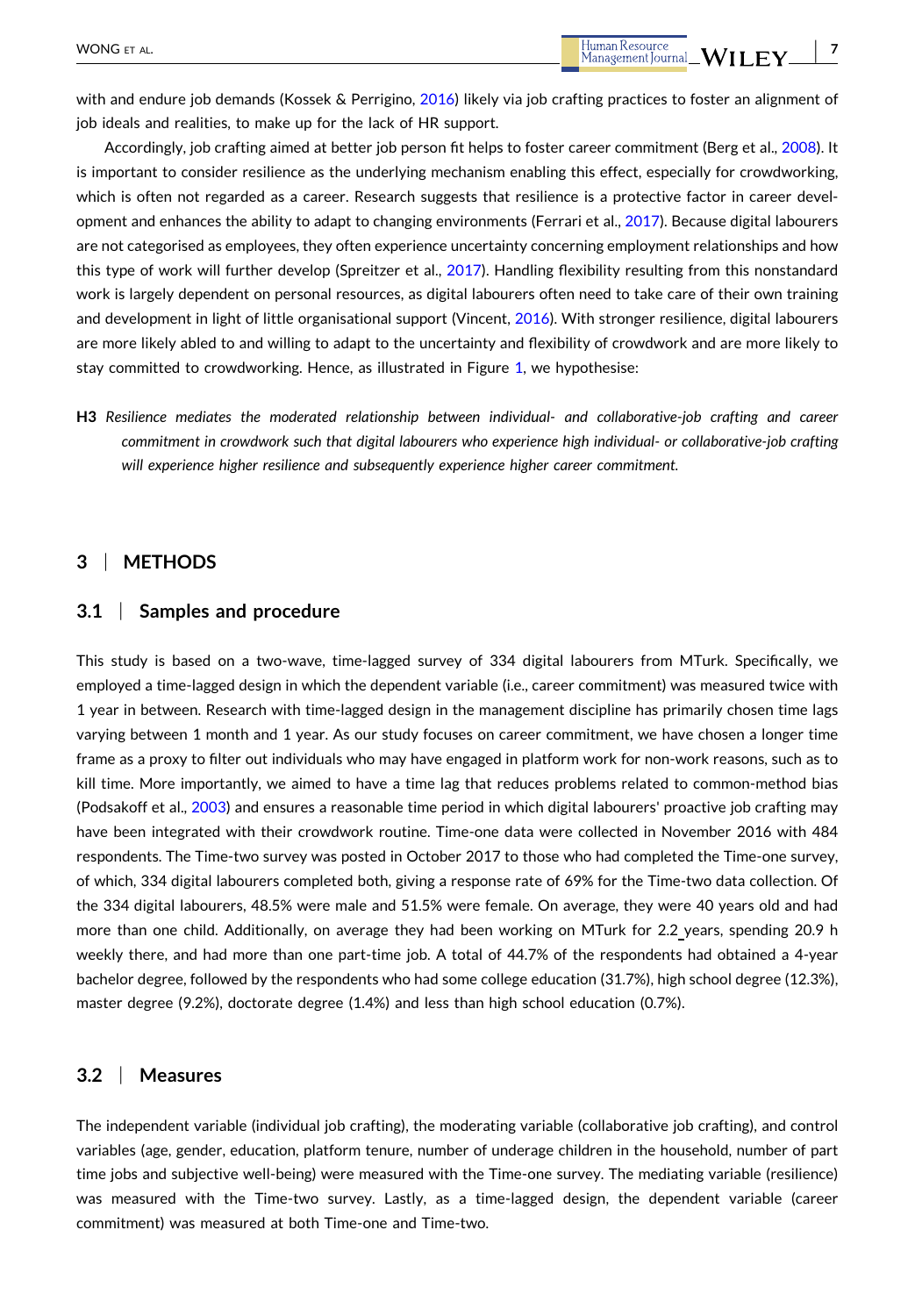with and endure job demands (Kossek & Perrigino, 2016) likely via job crafting practices to foster an alignment of job ideals and realities, to make up for the lack of HR support.

Accordingly, job crafting aimed at better job person fit helps to foster career commitment (Berg et al., 2008). It is important to consider resilience as the underlying mechanism enabling this effect, especially for crowdworking, which is often not regarded as a career. Research suggests that resilience is a protective factor in career development and enhances the ability to adapt to changing environments (Ferrari et al., 2017). Because digital labourers are not categorised as employees, they often experience uncertainty concerning employment relationships and how this type of work will further develop (Spreitzer et al., 2017). Handling flexibility resulting from this nonstandard work is largely dependent on personal resources, as digital labourers often need to take care of their own training and development in light of little organisational support (Vincent, 2016). With stronger resilience, digital labourers are more likely abled to and willing to adapt to the uncertainty and flexibility of crowdwork and are more likely to stay committed to crowdworking. Hence, as illustrated in Figure 1, we hypothesise:

**H3** *Resilience mediates the moderated relationship between individual- and collaborative-job crafting and career commitment in crowdwork such that digital labourers who experience high individual- or collaborative-job crafting will experience higher resilience and subsequently experience higher career commitment.*

## 3 | METHODS

### 3.1 | Samples and procedure

This study is based on a two-wave, time-lagged survey of 334 digital labourers from MTurk. Specifically, we employed a time-lagged design in which the dependent variable (i.e., career commitment) was measured twice with 1 year in between. Research with time-lagged design in the management discipline has primarily chosen time lags varying between 1 month and 1 year. As our study focuses on career commitment, we have chosen a longer time frame as a proxy to filter out individuals who may have engaged in platform work for non-work reasons, such as to kill time. More importantly, we aimed to have a time lag that reduces problems related to common-method bias (Podsakoff et al., 2003) and ensures a reasonable time period in which digital labourers' proactive job crafting may have been integrated with their crowdwork routine. Time-one data were collected in November 2016 with 484 respondents. The Time-two survey was posted in October 2017 to those who had completed the Time-one survey, of which, 334 digital labourers completed both, giving a response rate of 69% for the Time-two data collection. Of the 334 digital labourers, 48.5% were male and 51.5% were female. On average, they were 40 years old and had more than one child. Additionally, on average they had been working on MTurk for 2.2 years, spending 20.9 h weekly there, and had more than one part-time job. A total of 44.7% of the respondents had obtained a 4-year bachelor degree, followed by the respondents who had some college education (31.7%), high school degree (12.3%), master degree (9.2%), doctorate degree (1.4%) and less than high school education (0.7%).

### 3.2 | Measures

The independent variable (individual job crafting), the moderating variable (collaborative job crafting), and control variables (age, gender, education, platform tenure, number of underage children in the household, number of part time jobs and subjective well-being) were measured with the Time-one survey. The mediating variable (resilience) was measured with the Time-two survey. Lastly, as a time-lagged design, the dependent variable (career commitment) was measured at both Time-one and Time-two.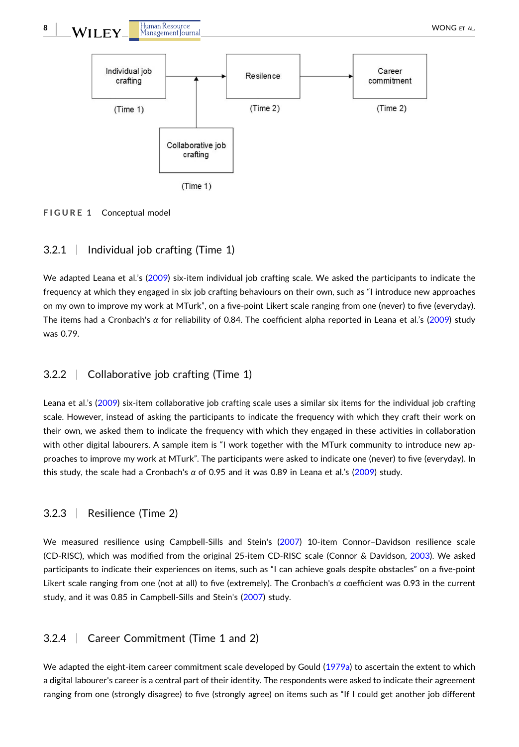FIGURE 1 Conceptual model

### 3.2.1 | Individual job crafting (Time 1)

We adapted Leana et al.'s (2009) six-item individual job crafting scale. We asked the participants to indicate the frequency at which they engaged in six job crafting behaviours on their own, such as "I introduce new approaches on my own to improve my work at MTurk", on a five-point Likert scale ranging from one (never) to five (everyday). The items had a Cronbach's $\alpha$ for reliability of 0.84. The coefficient alpha reported in Leana et al.'s (2009) study was 0.79.

### 3.2.2 | Collaborative job crafting (Time 1)

Leana et al.'s (2009) six-item collaborative job crafting scale uses a similar six items for the individual job crafting scale. However, instead of asking the participants to indicate the frequency with which they craft their work on their own, we asked them to indicate the frequency with which they engaged in these activities in collaboration with other digital labourers. A sample item is "I work together with the MTurk community to introduce new approaches to improve my work at MTurk". The participants were asked to indicate one (never) to five (everyday). In this study, the scale had a Cronbach's $\alpha$ of 0.95 and it was 0.89 in Leana et al.'s (2009) study.

### 3.2.3 | Resilience (Time 2)

We measured resilience using Campbell-Sills and Stein's (2007) 10-item Connor–Davidson resilience scale (CD-RISC), which was modified from the original 25-item CD-RISC scale (Connor & Davidson, 2003). We asked participants to indicate their experiences on items, such as "I can achieve goals despite obstacles" on a five-point Likert scale ranging from one (not at all) to five (extremely). The Cronbach's $\alpha$ coefficient was 0.93 in the current study, and it was 0.85 in Campbell-Sills and Stein's (2007) study.

### 3.2.4 | Career Commitment (Time 1 and 2)

We adapted the eight-item career commitment scale developed by Gould (1979a) to ascertain the extent to which a digital labourer's career is a central part of their identity. The respondents were asked to indicate their agreement ranging from one (strongly disagree) to five (strongly agree) on items such as "If I could get another job different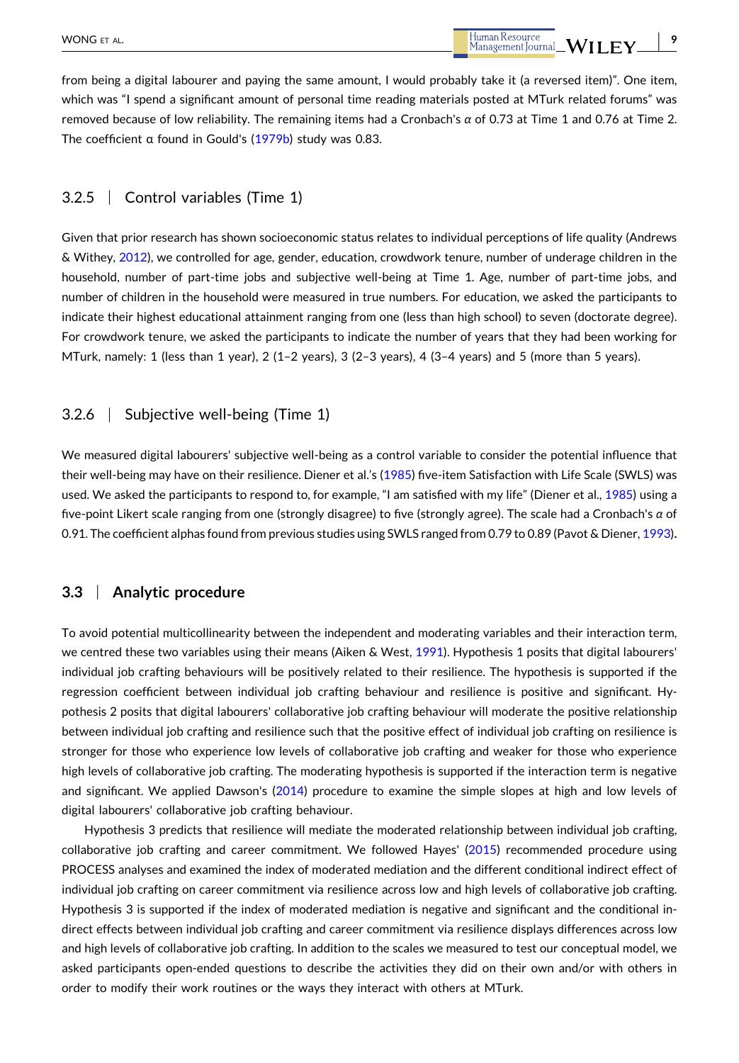from being a digital labourer and paying the same amount, I would probably take it (a reversed item)". One item, which was "I spend a significant amount of personal time reading materials posted at MTurk related forums" was removed because of low reliability. The remaining items had a Cronbach's $\alpha$ of 0.73 at Time 1 and 0.76 at Time 2. The coefficient α found in Gould's (1979b) study was 0.83.

### 3.2.5 | Control variables (Time 1)

Given that prior research has shown socioeconomic status relates to individual perceptions of life quality (Andrews & Withey, 2012), we controlled for age, gender, education, crowdwork tenure, number of underage children in the household, number of part-time jobs and subjective well-being at Time 1. Age, number of part-time jobs, and number of children in the household were measured in true numbers. For education, we asked the participants to indicate their highest educational attainment ranging from one (less than high school) to seven (doctorate degree). For crowdwork tenure, we asked the participants to indicate the number of years that they had been working for MTurk, namely: 1 (less than 1 year), 2 (1–2 years), 3 (2–3 years), 4 (3–4 years) and 5 (more than 5 years).

### 3.2.6 | Subjective well-being (Time 1)

We measured digital labourers' subjective well-being as a control variable to consider the potential influence that their well-being may have on their resilience. Diener et al.'s (1985) five-item Satisfaction with Life Scale (SWLS) was used. We asked the participants to respond to, for example, "I am satisfied with my life" (Diener et al., 1985) using a five-point Likert scale ranging from one (strongly disagree) to five (strongly agree). The scale had a Cronbach's $\alpha$ of 0.91. The coefficient alphas found from previous studies using SWLS ranged from 0.79 to 0.89 (Pavot & Diener, 1993).

## 3.3 | Analytic procedure

To avoid potential multicollinearity between the independent and moderating variables and their interaction term, we centred these two variables using their means (Aiken & West, 1991). Hypothesis 1 posits that digital labourers' individual job crafting behaviours will be positively related to their resilience. The hypothesis is supported if the regression coefficient between individual job crafting behaviour and resilience is positive and significant. Hypothesis 2 posits that digital labourers' collaborative job crafting behaviour will moderate the positive relationship between individual job crafting and resilience such that the positive effect of individual job crafting on resilience is stronger for those who experience low levels of collaborative job crafting and weaker for those who experience high levels of collaborative job crafting. The moderating hypothesis is supported if the interaction term is negative and significant. We applied Dawson's (2014) procedure to examine the simple slopes at high and low levels of digital labourers' collaborative job crafting behaviour.

Hypothesis 3 predicts that resilience will mediate the moderated relationship between individual job crafting, collaborative job crafting and career commitment. We followed Hayes' (2015) recommended procedure using PROCESS analyses and examined the index of moderated mediation and the different conditional indirect effect of individual job crafting on career commitment via resilience across low and high levels of collaborative job crafting. Hypothesis 3 is supported if the index of moderated mediation is negative and significant and the conditional indirect effects between individual job crafting and career commitment via resilience displays differences across low and high levels of collaborative job crafting. In addition to the scales we measured to test our conceptual model, we asked participants open-ended questions to describe the activities they did on their own and/or with others in order to modify their work routines or the ways they interact with others at MTurk.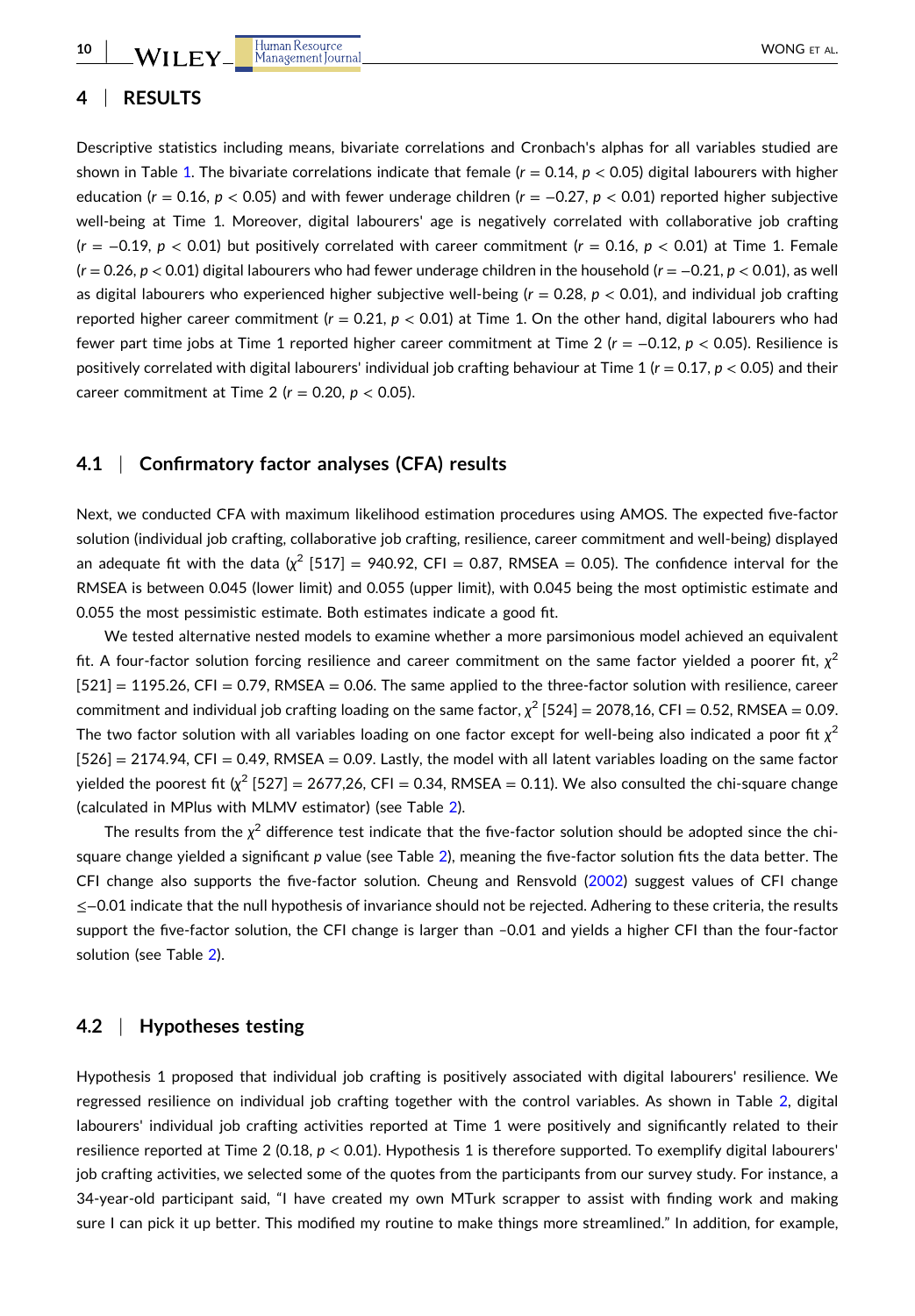## 4 | RESULTS

Descriptive statistics including means, bivariate correlations and Cronbach's alphas for all variables studied are shown in Table 1. The bivariate correlations indicate that female ($r = 0.14$, $p < 0.05$) digital labourers with higher education ($r = 0.16$, $p < 0.05$) and with fewer underage children ($r = -0.27$, $p < 0.01$) reported higher subjective well-being at Time 1. Moreover, digital labourers' age is negatively correlated with collaborative job crafting ($r = -0.19$, $p < 0.01$) but positively correlated with career commitment ($r = 0.16$, $p < 0.01$) at Time 1. Female ($r = 0.26$, $p < 0.01$) digital labourers who had fewer underage children in the household ($r = -0.21$, $p < 0.01$), as well as digital labourers who experienced higher subjective well-being ($r = 0.28$, $p < 0.01$), and individual job crafting reported higher career commitment ($r = 0.21$, $p < 0.01$) at Time 1. On the other hand, digital labourers who had fewer part time jobs at Time 1 reported higher career commitment at Time 2 ($r = -0.12$, $p < 0.05$). Resilience is positively correlated with digital labourers' individual job crafting behaviour at Time 1 ($r = 0.17$, $p < 0.05$) and their career commitment at Time 2 ($r = 0.20$, $p < 0.05$).

### 4.1 | Confirmatory factor analyses (CFA) results

Next, we conducted CFA with maximum likelihood estimation procedures using AMOS. The expected five-factor solution (individual job crafting, collaborative job crafting, resilience, career commitment and well-being) displayed an adequate fit with the data ($\chi^2$ [517] = 940.92, CFI = 0.87, RMSEA = 0.05). The confidence interval for the RMSEA is between 0.045 (lower limit) and 0.055 (upper limit), with 0.045 being the most optimistic estimate and 0.055 the most pessimistic estimate. Both estimates indicate a good fit.

We tested alternative nested models to examine whether a more parsimonious model achieved an equivalent fit. A four-factor solution forcing resilience and career commitment on the same factor yielded a poorer fit, $\chi^2$ [521] = 1195.26, CFI = 0.79, RMSEA = 0.06. The same applied to the three-factor solution with resilience, career commitment and individual job crafting loading on the same factor, $\chi^2$ [524] = 2078,16, CFI = 0.52, RMSEA = 0.09. The two factor solution with all variables loading on one factor except for well-being also indicated a poor fit $\chi^2$ [526] = 2174.94, CFI = 0.49, RMSEA = 0.09. Lastly, the model with all latent variables loading on the same factor yielded the poorest fit ($\chi^2$ [527] = 2677,26, CFI = 0.34, RMSEA = 0.11). We also consulted the chi-square change (calculated in MPlus with MLMV estimator) (see Table 2).

The results from the $\chi^2$ difference test indicate that the five-factor solution should be adopted since the chi-square change yielded a significant *p* value (see Table 2), meaning the five-factor solution fits the data better. The CFI change also supports the five-factor solution. Cheung and Rensvold (2002) suggest values of CFI change ≤−0.01 indicate that the null hypothesis of invariance should not be rejected. Adhering to these criteria, the results support the five-factor solution, the CFI change is larger than −0.01 and yields a higher CFI than the four-factor solution (see Table 2).

### 4.2 | Hypotheses testing

Hypothesis 1 proposed that individual job crafting is positively associated with digital labourers' resilience. We regressed resilience on individual job crafting together with the control variables. As shown in Table 2, digital labourers' individual job crafting activities reported at Time 1 were positively and significantly related to their resilience reported at Time 2 (0.18, $p < 0.01$). Hypothesis 1 is therefore supported. To exemplify digital labourers' job crafting activities, we selected some of the quotes from the participants from our survey study. For instance, a 34-year-old participant said, "I have created my own MTurk scrapper to assist with finding work and making sure I can pick it up better. This modified my routine to make things more streamlined." In addition, for example,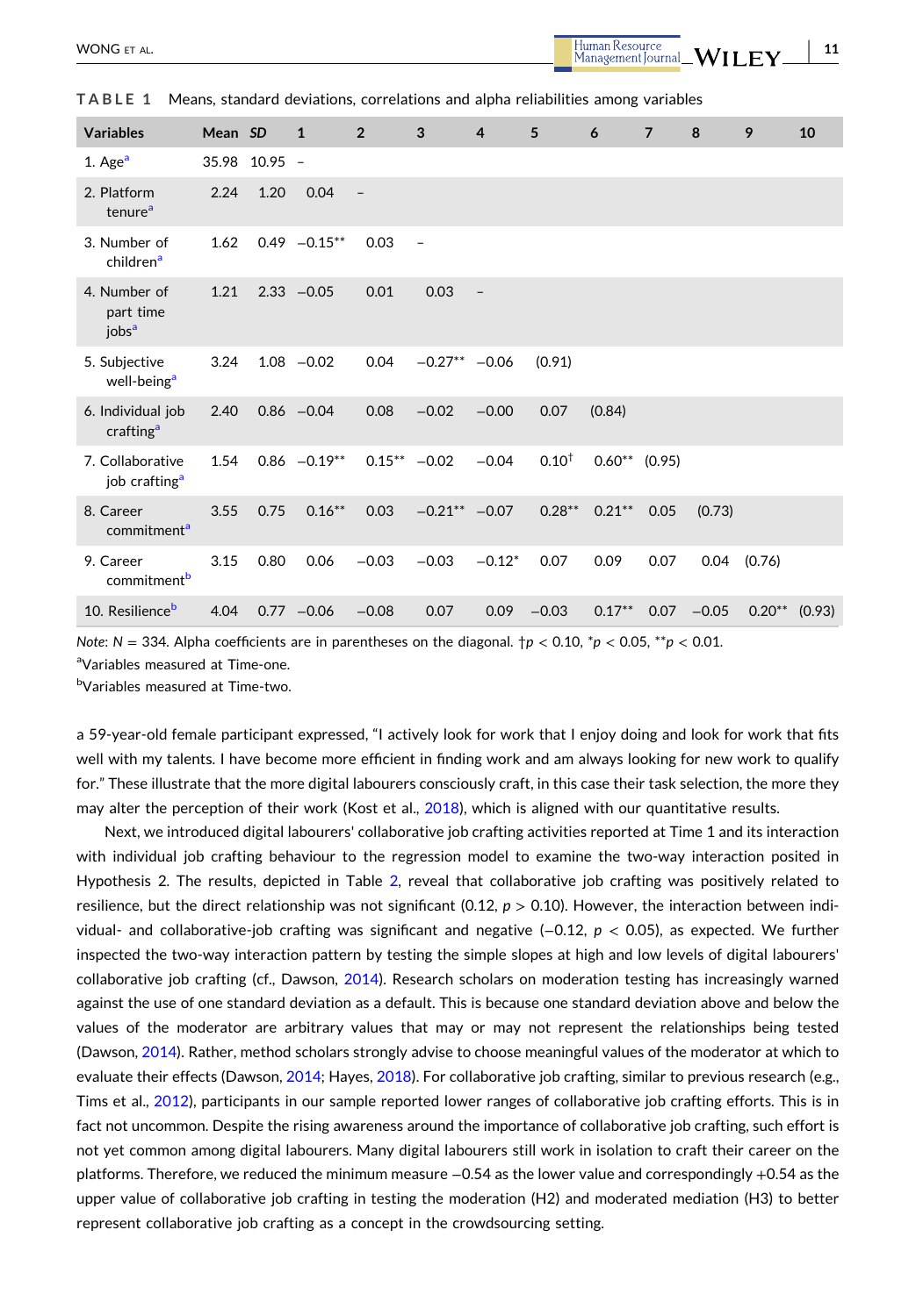**TABLE 1** Means, standard deviations, correlations and alpha reliabilities among variables

| Variables | Mean | *SD* | 1 | 2 | 3 | 4 | 5 | 6 | 7 | 8 | 9 | 10 |
|---|---|---|---|---|---|---|---|---|---|---|---|---|
| 1. Age[a] | 35.98 | 10.95 | – | | | | | | | | | |
| 2. Platform tenure[a] | 2.24 | 1.20 | 0.04 | – | | | | | | | | |
| 3. Number of children[a] | 1.62 | 0.49 | −0.15** | 0.03 | – | | | | | | | |
| 4. Number of part time jobs[a] | 1.21 | 2.33 | −0.05 | 0.01 | 0.03 | – | | | | | | |
| 5. Subjective well-being[a] | 3.24 | 1.08 | −0.02 | 0.04 | −0.27** | −0.06 | (0.91) | | | | | |
| 6. Individual job crafting[a] | 2.40 | 0.86 | −0.04 | 0.08 | −0.02 | −0.00 | 0.07 | (0.84) | | | | |
| 7. Collaborative job crafting[a] | 1.54 | 0.86 | −0.19** | 0.15** | −0.02 | −0.04 | 0.10† | 0.60** | (0.95) | | | |
| 8. Career commitment[a] | 3.55 | 0.75 | 0.16** | 0.03 | −0.21** | −0.07 | 0.28** | 0.21** | 0.05 | (0.73) | | |
| 9. Career commitment[b] | 3.15 | 0.80 | 0.06 | −0.03 | −0.03 | −0.12* | 0.07 | 0.09 | 0.07 | 0.04 | (0.76) | |
| 10. Resilience[b] | 4.04 | 0.77 | −0.06 | −0.08 | 0.07 | 0.09 | −0.03 | 0.17** | 0.07 | −0.05 | 0.20** | (0.93) |

*Note*: $N = 334$. Alpha coefficients are in parentheses on the diagonal. †$p < 0.10$, *$p < 0.05$, **$p < 0.01$.

[a]Variables measured at Time-one.

[b]Variables measured at Time-two.

a 59-year-old female participant expressed, "I actively look for work that I enjoy doing and look for work that fits well with my talents. I have become more efficient in finding work and am always looking for new work to qualify for." These illustrate that the more digital labourers consciously craft, in this case their task selection, the more they may alter the perception of their work (Kost et al., 2018), which is aligned with our quantitative results.

Next, we introduced digital labourers' collaborative job crafting activities reported at Time 1 and its interaction with individual job crafting behaviour to the regression model to examine the two-way interaction posited in Hypothesis 2. The results, depicted in Table 2, reveal that collaborative job crafting was positively related to resilience, but the direct relationship was not significant (0.12, $p > 0.10$). However, the interaction between individual- and collaborative-job crafting was significant and negative (−0.12, $p < 0.05$), as expected. We further inspected the two-way interaction pattern by testing the simple slopes at high and low levels of digital labourers' collaborative job crafting (cf., Dawson, 2014). Research scholars on moderation testing has increasingly warned against the use of one standard deviation as a default. This is because one standard deviation above and below the values of the moderator are arbitrary values that may or may not represent the relationships being tested (Dawson, 2014). Rather, method scholars strongly advise to choose meaningful values of the moderator at which to evaluate their effects (Dawson, 2014; Hayes, 2018). For collaborative job crafting, similar to previous research (e.g., Tims et al., 2012), participants in our sample reported lower ranges of collaborative job crafting efforts. This is in fact not uncommon. Despite the rising awareness around the importance of collaborative job crafting, such effort is not yet common among digital labourers. Many digital labourers still work in isolation to craft their career on the platforms. Therefore, we reduced the minimum measure −0.54 as the lower value and correspondingly +0.54 as the upper value of collaborative job crafting in testing the moderation (H2) and moderated mediation (H3) to better represent collaborative job crafting as a concept in the crowdsourcing setting.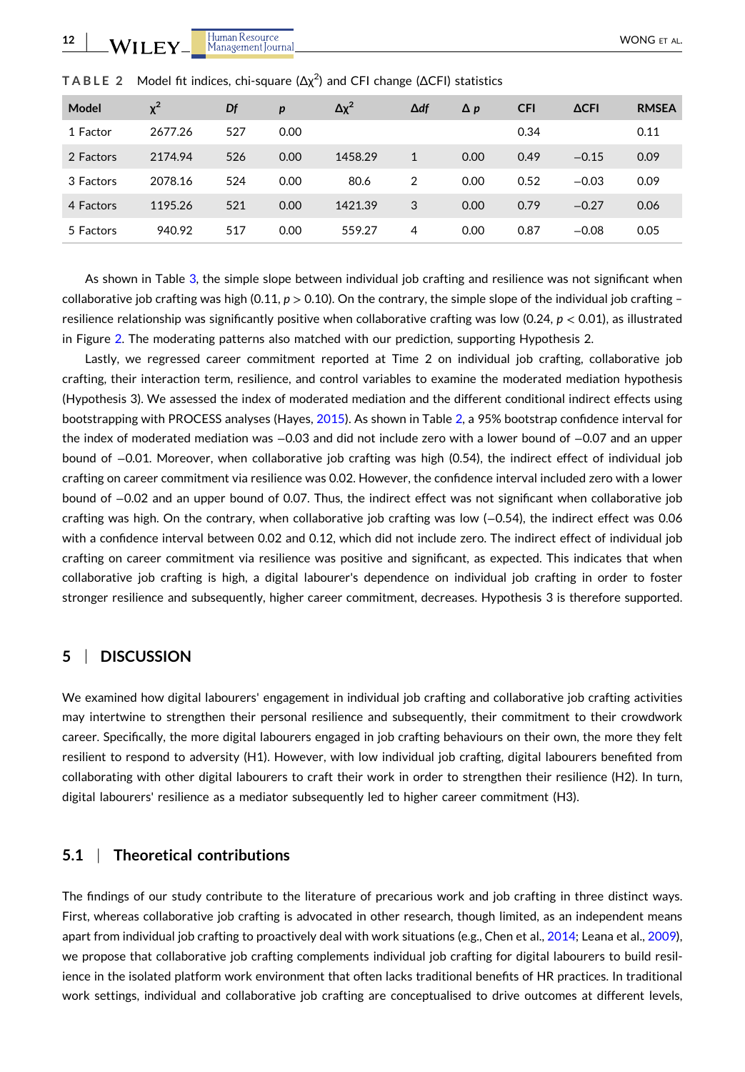**TABLE 2** Model fit indices, chi-square ($\Delta\chi^2$) and CFI change ($\Delta$CFI) statistics

| Model | $\chi^2$ | Df | p | $\Delta\chi^2$ | $\Delta df$ | $\Delta$ p | CFI | $\Delta$CFI | RMSEA |
|---|---|---|---|---|---|---|---|---|---|
| 1 Factor | 2677.26 | 527 | 0.00 | | | | 0.34 | | 0.11 |
| 2 Factors | 2174.94 | 526 | 0.00 | 1458.29 | 1 | 0.00 | 0.49 | −0.15 | 0.09 |
| 3 Factors | 2078.16 | 524 | 0.00 | 80.6 | 2 | 0.00 | 0.52 | −0.03 | 0.09 |
| 4 Factors | 1195.26 | 521 | 0.00 | 1421.39 | 3 | 0.00 | 0.79 | −0.27 | 0.06 |
| 5 Factors | 940.92 | 517 | 0.00 | 559.27 | 4 | 0.00 | 0.87 | −0.08 | 0.05 |

As shown in Table 3, the simple slope between individual job crafting and resilience was not significant when collaborative job crafting was high (0.11, $p > 0.10$). On the contrary, the simple slope of the individual job crafting – resilience relationship was significantly positive when collaborative crafting was low (0.24, $p < 0.01$), as illustrated in Figure 2. The moderating patterns also matched with our prediction, supporting Hypothesis 2.

Lastly, we regressed career commitment reported at Time 2 on individual job crafting, collaborative job crafting, their interaction term, resilience, and control variables to examine the moderated mediation hypothesis (Hypothesis 3). We assessed the index of moderated mediation and the different conditional indirect effects using bootstrapping with PROCESS analyses (Hayes, 2015). As shown in Table 2, a 95% bootstrap confidence interval for the index of moderated mediation was −0.03 and did not include zero with a lower bound of −0.07 and an upper bound of −0.01. Moreover, when collaborative job crafting was high (0.54), the indirect effect of individual job crafting on career commitment via resilience was 0.02. However, the confidence interval included zero with a lower bound of −0.02 and an upper bound of 0.07. Thus, the indirect effect was not significant when collaborative job crafting was high. On the contrary, when collaborative job crafting was low (−0.54), the indirect effect was 0.06 with a confidence interval between 0.02 and 0.12, which did not include zero. The indirect effect of individual job crafting on career commitment via resilience was positive and significant, as expected. This indicates that when collaborative job crafting is high, a digital labourer's dependence on individual job crafting in order to foster stronger resilience and subsequently, higher career commitment, decreases. Hypothesis 3 is therefore supported.

## 5 | DISCUSSION

We examined how digital labourers' engagement in individual job crafting and collaborative job crafting activities may intertwine to strengthen their personal resilience and subsequently, their commitment to their crowdwork career. Specifically, the more digital labourers engaged in job crafting behaviours on their own, the more they felt resilient to respond to adversity (H1). However, with low individual job crafting, digital labourers benefited from collaborating with other digital labourers to craft their work in order to strengthen their resilience (H2). In turn, digital labourers' resilience as a mediator subsequently led to higher career commitment (H3).

### 5.1 | Theoretical contributions

The findings of our study contribute to the literature of precarious work and job crafting in three distinct ways. First, whereas collaborative job crafting is advocated in other research, though limited, as an independent means apart from individual job crafting to proactively deal with work situations (e.g., Chen et al., 2014; Leana et al., 2009), we propose that collaborative job crafting complements individual job crafting for digital labourers to build resilience in the isolated platform work environment that often lacks traditional benefits of HR practices. In traditional work settings, individual and collaborative job crafting are conceptualised to drive outcomes at different levels,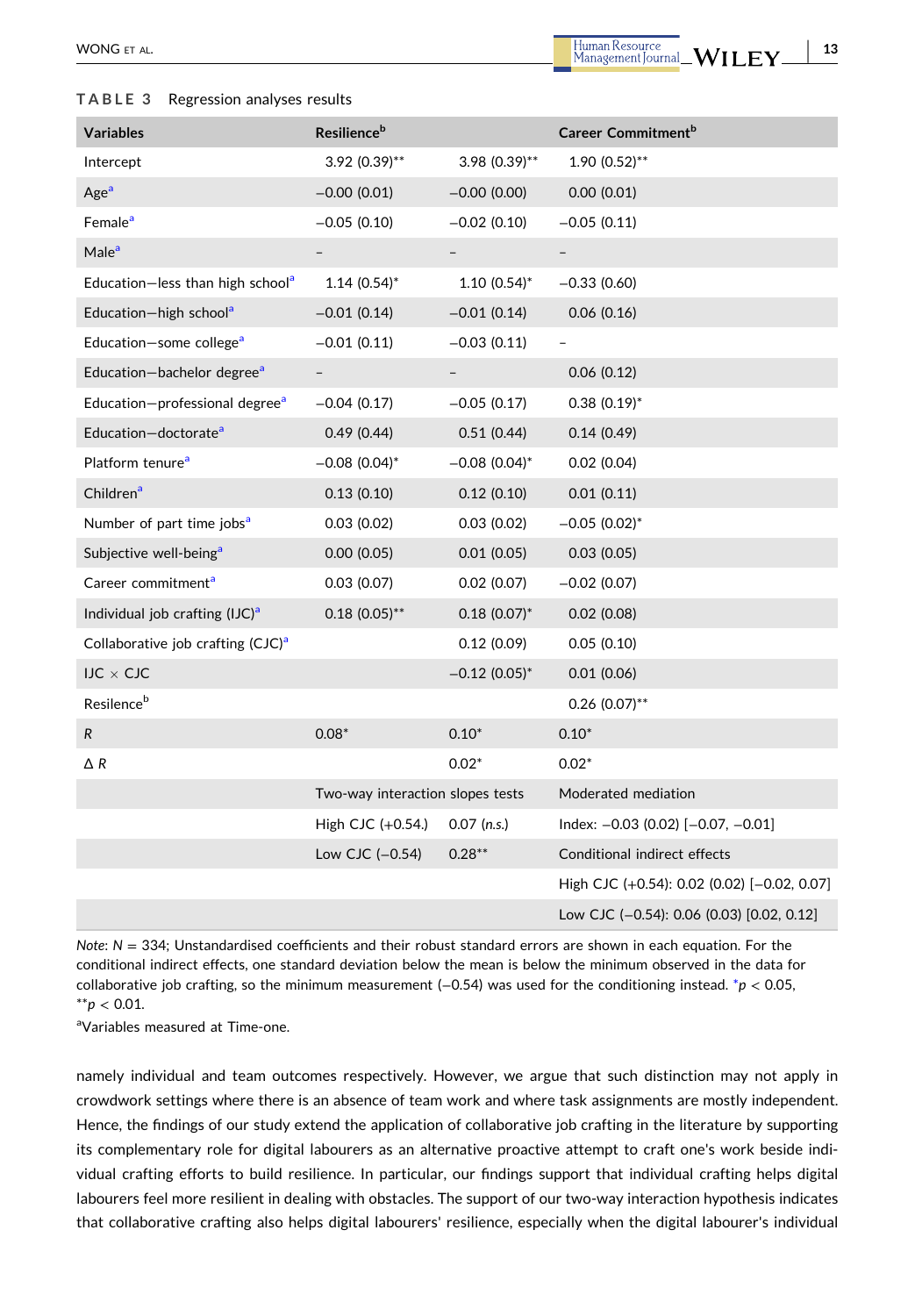**TABLE 3** Regression analyses results

| Variables | Resilience[b] | | Career Commitment[b] |
|---|---|---|---|
| Intercept | 3.92 (0.39)** | 3.98 (0.39)** | 1.90 (0.52)** |
| Age[a] | −0.00 (0.01) | −0.00 (0.00) | 0.00 (0.01) |
| Female[a] | −0.05 (0.10) | −0.02 (0.10) | −0.05 (0.11) |
| Male[a] | – | – | – |
| Education—less than high school[a] | 1.14 (0.54)* | 1.10 (0.54)* | −0.33 (0.60) |
| Education—high school[a] | −0.01 (0.14) | −0.01 (0.14) | 0.06 (0.16) |
| Education—some college[a] | −0.01 (0.11) | −0.03 (0.11) | – |
| Education—bachelor degree[a] | – | – | 0.06 (0.12) |
| Education—professional degree[a] | −0.04 (0.17) | −0.05 (0.17) | 0.38 (0.19)* |
| Education—doctorate[a] | 0.49 (0.44) | 0.51 (0.44) | 0.14 (0.49) |
| Platform tenure[a] | −0.08 (0.04)* | −0.08 (0.04)* | 0.02 (0.04) |
| Children[a] | 0.13 (0.10) | 0.12 (0.10) | 0.01 (0.11) |
| Number of part time jobs[a] | 0.03 (0.02) | 0.03 (0.02) | −0.05 (0.02)* |
| Subjective well-being[a] | 0.00 (0.05) | 0.01 (0.05) | 0.03 (0.05) |
| Career commitment[a] | 0.03 (0.07) | 0.02 (0.07) | −0.02 (0.07) |
| Individual job crafting (IJC)[a] | 0.18 (0.05)** | 0.18 (0.07)* | 0.02 (0.08) |
| Collaborative job crafting (CJC)[a] | | 0.12 (0.09) | 0.05 (0.10) |
| IJC × CJC | | −0.12 (0.05)* | 0.01 (0.06) |
| Resilence[b] | | | 0.26 (0.07)** |
| $R$ | 0.08* | 0.10* | 0.10* |
| $\Delta R$ | | 0.02* | 0.02* |
| | Two-way interaction slopes tests | | Moderated mediation |
| | High CJC (+0.54.) | 0.07 (*n.s.*) | Index: −0.03 (0.02) [−0.07, −0.01] |
| | Low CJC (−0.54) | 0.28** | Conditional indirect effects |
| | | | High CJC (+0.54): 0.02 (0.02) [−0.02, 0.07] |
| | | | Low CJC (−0.54): 0.06 (0.03) [0.02, 0.12] |

*Note*: $N = 334$; Unstandardised coefficients and their robust standard errors are shown in each equation. For the conditional indirect effects, one standard deviation below the mean is below the minimum observed in the data for collaborative job crafting, so the minimum measurement (−0.54) was used for the conditioning instead. *$p < 0.05$, **$p < 0.01$.

[a]Variables measured at Time-one.

namely individual and team outcomes respectively. However, we argue that such distinction may not apply in crowdwork settings where there is an absence of team work and where task assignments are mostly independent. Hence, the findings of our study extend the application of collaborative job crafting in the literature by supporting its complementary role for digital labourers as an alternative proactive attempt to craft one's work beside individual crafting efforts to build resilience. In particular, our findings support that individual crafting helps digital labourers feel more resilient in dealing with obstacles. The support of our two-way interaction hypothesis indicates that collaborative crafting also helps digital labourers' resilience, especially when the digital labourer's individual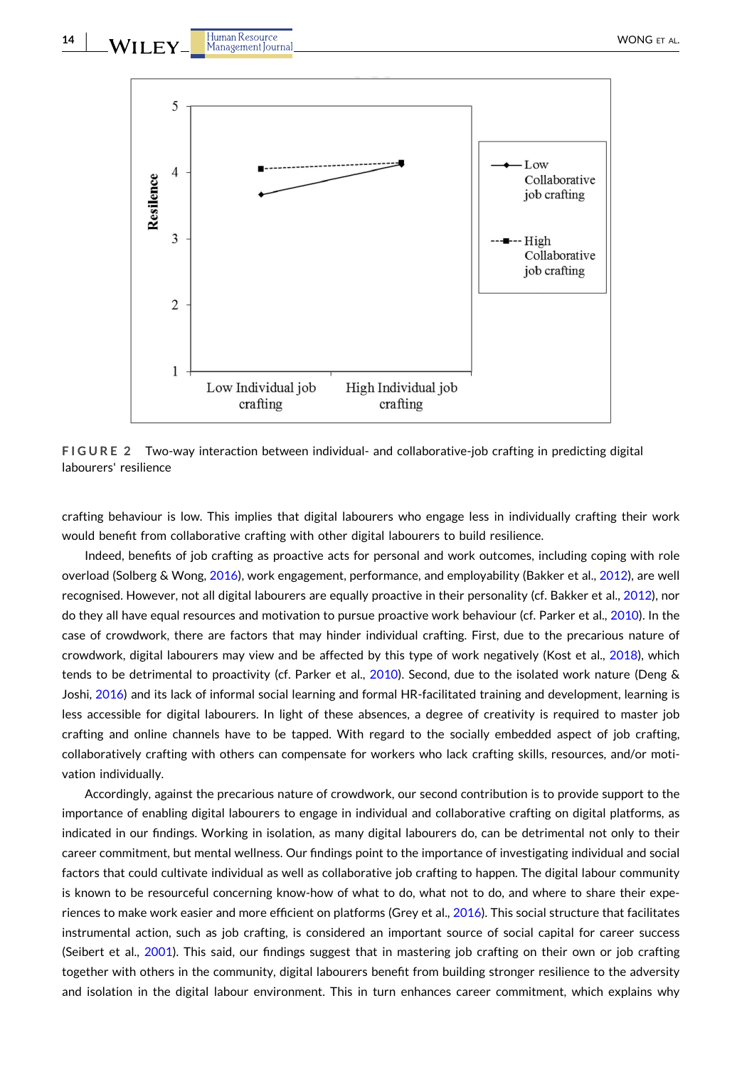FIGURE 2 Two-way interaction between individual- and collaborative-job crafting in predicting digital labourers' resilience

crafting behaviour is low. This implies that digital labourers who engage less in individually crafting their work would benefit from collaborative crafting with other digital labourers to build resilience.

Indeed, benefits of job crafting as proactive acts for personal and work outcomes, including coping with role overload (Solberg & Wong, 2016), work engagement, performance, and employability (Bakker et al., 2012), are well recognised. However, not all digital labourers are equally proactive in their personality (cf. Bakker et al., 2012), nor do they all have equal resources and motivation to pursue proactive work behaviour (cf. Parker et al., 2010). In the case of crowdwork, there are factors that may hinder individual crafting. First, due to the precarious nature of crowdwork, digital labourers may view and be affected by this type of work negatively (Kost et al., 2018), which tends to be detrimental to proactivity (cf. Parker et al., 2010). Second, due to the isolated work nature (Deng & Joshi, 2016) and its lack of informal social learning and formal HR-facilitated training and development, learning is less accessible for digital labourers. In light of these absences, a degree of creativity is required to master job crafting and online channels have to be tapped. With regard to the socially embedded aspect of job crafting, collaboratively crafting with others can compensate for workers who lack crafting skills, resources, and/or motivation individually.

Accordingly, against the precarious nature of crowdwork, our second contribution is to provide support to the importance of enabling digital labourers to engage in individual and collaborative crafting on digital platforms, as indicated in our findings. Working in isolation, as many digital labourers do, can be detrimental not only to their career commitment, but mental wellness. Our findings point to the importance of investigating individual and social factors that could cultivate individual as well as collaborative job crafting to happen. The digital labour community is known to be resourceful concerning know-how of what to do, what not to do, and where to share their experiences to make work easier and more efficient on platforms (Grey et al., 2016). This social structure that facilitates instrumental action, such as job crafting, is considered an important source of social capital for career success (Seibert et al., 2001). This said, our findings suggest that in mastering job crafting on their own or job crafting together with others in the community, digital labourers benefit from building stronger resilience to the adversity and isolation in the digital labour environment. This in turn enhances career commitment, which explains why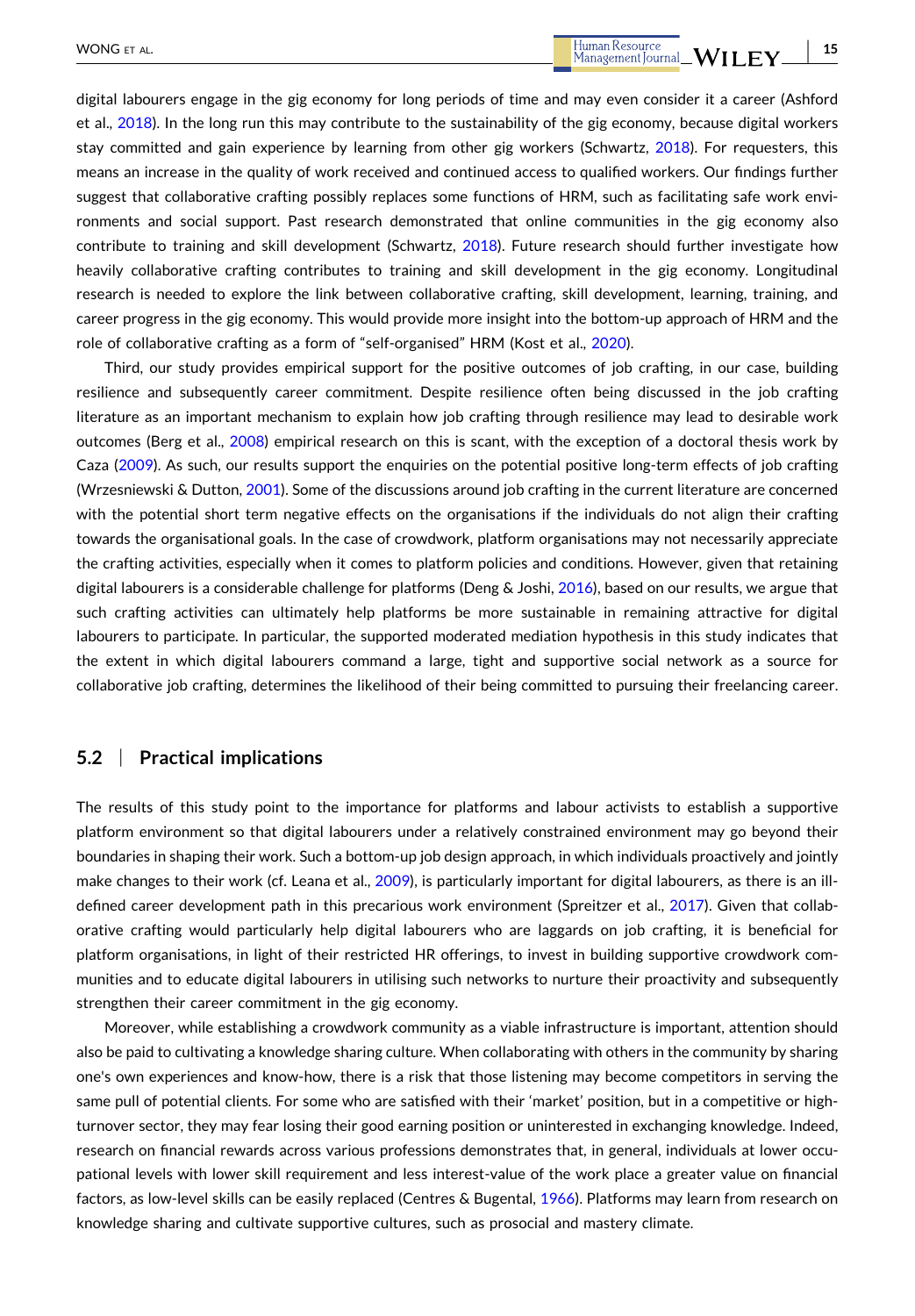digital labourers engage in the gig economy for long periods of time and may even consider it a career (Ashford et al., 2018). In the long run this may contribute to the sustainability of the gig economy, because digital workers stay committed and gain experience by learning from other gig workers (Schwartz, 2018). For requesters, this means an increase in the quality of work received and continued access to qualified workers. Our findings further suggest that collaborative crafting possibly replaces some functions of HRM, such as facilitating safe work environments and social support. Past research demonstrated that online communities in the gig economy also contribute to training and skill development (Schwartz, 2018). Future research should further investigate how heavily collaborative crafting contributes to training and skill development in the gig economy. Longitudinal research is needed to explore the link between collaborative crafting, skill development, learning, training, and career progress in the gig economy. This would provide more insight into the bottom-up approach of HRM and the role of collaborative crafting as a form of "self-organised" HRM (Kost et al., 2020).

Third, our study provides empirical support for the positive outcomes of job crafting, in our case, building resilience and subsequently career commitment. Despite resilience often being discussed in the job crafting literature as an important mechanism to explain how job crafting through resilience may lead to desirable work outcomes (Berg et al., 2008) empirical research on this is scant, with the exception of a doctoral thesis work by Caza (2009). As such, our results support the enquiries on the potential positive long-term effects of job crafting (Wrzesniewski & Dutton, 2001). Some of the discussions around job crafting in the current literature are concerned with the potential short term negative effects on the organisations if the individuals do not align their crafting towards the organisational goals. In the case of crowdwork, platform organisations may not necessarily appreciate the crafting activities, especially when it comes to platform policies and conditions. However, given that retaining digital labourers is a considerable challenge for platforms (Deng & Joshi, 2016), based on our results, we argue that such crafting activities can ultimately help platforms be more sustainable in remaining attractive for digital labourers to participate. In particular, the supported moderated mediation hypothesis in this study indicates that the extent in which digital labourers command a large, tight and supportive social network as a source for collaborative job crafting, determines the likelihood of their being committed to pursuing their freelancing career.

## 5.2 | Practical implications

The results of this study point to the importance for platforms and labour activists to establish a supportive platform environment so that digital labourers under a relatively constrained environment may go beyond their boundaries in shaping their work. Such a bottom-up job design approach, in which individuals proactively and jointly make changes to their work (cf. Leana et al., 2009), is particularly important for digital labourers, as there is an ill-defined career development path in this precarious work environment (Spreitzer et al., 2017). Given that collaborative crafting would particularly help digital labourers who are laggards on job crafting, it is beneficial for platform organisations, in light of their restricted HR offerings, to invest in building supportive crowdwork communities and to educate digital labourers in utilising such networks to nurture their proactivity and subsequently strengthen their career commitment in the gig economy.

Moreover, while establishing a crowdwork community as a viable infrastructure is important, attention should also be paid to cultivating a knowledge sharing culture. When collaborating with others in the community by sharing one's own experiences and know-how, there is a risk that those listening may become competitors in serving the same pull of potential clients. For some who are satisfied with their 'market' position, but in a competitive or high-turnover sector, they may fear losing their good earning position or uninterested in exchanging knowledge. Indeed, research on financial rewards across various professions demonstrates that, in general, individuals at lower occupational levels with lower skill requirement and less interest-value of the work place a greater value on financial factors, as low-level skills can be easily replaced (Centres & Bugental, 1966). Platforms may learn from research on knowledge sharing and cultivate supportive cultures, such as prosocial and mastery climate.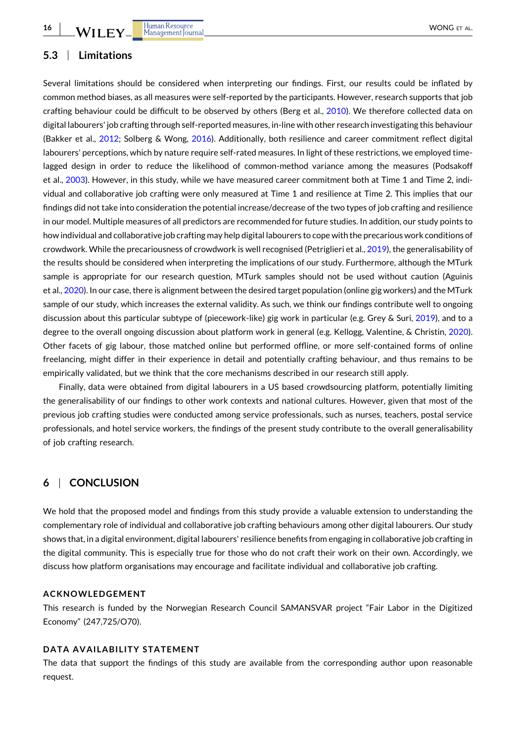### 5.3 | Limitations

Several limitations should be considered when interpreting our findings. First, our results could be inflated by common method biases, as all measures were self-reported by the participants. However, research supports that job crafting behaviour could be difficult to be observed by others (Berg et al., 2010). We therefore collected data on digital labourers' job crafting through self-reported measures, in-line with other research investigating this behaviour (Bakker et al., 2012; Solberg & Wong, 2016). Additionally, both resilience and career commitment reflect digital labourers' perceptions, which by nature require self-rated measures. In light of these restrictions, we employed time-lagged design in order to reduce the likelihood of common-method variance among the measures (Podsakoff et al., 2003). However, in this study, while we have measured career commitment both at Time 1 and Time 2, individual and collaborative job crafting were only measured at Time 1 and resilience at Time 2. This implies that our findings did not take into consideration the potential increase/decrease of the two types of job crafting and resilience in our model. Multiple measures of all predictors are recommended for future studies. In addition, our study points to how individual and collaborative job crafting may help digital labourers to cope with the precarious work conditions of crowdwork. While the precariousness of crowdwork is well recognised (Petriglieri et al., 2019), the generalisability of the results should be considered when interpreting the implications of our study. Furthermore, although the MTurk sample is appropriate for our research question, MTurk samples should not be used without caution (Aguinis et al., 2020). In our case, there is alignment between the desired target population (online gig workers) and the MTurk sample of our study, which increases the external validity. As such, we think our findings contribute well to ongoing discussion about this particular subtype of (piecework-like) gig work in particular (e.g. Grey & Suri, 2019), and to a degree to the overall ongoing discussion about platform work in general (e.g. Kellogg, Valentine, & Christin, 2020). Other facets of gig labour, those matched online but performed offline, or more self-contained forms of online freelancing, might differ in their experience in detail and potentially crafting behaviour, and thus remains to be empirically validated, but we think that the core mechanisms described in our research still apply.

Finally, data were obtained from digital labourers in a US based crowdsourcing platform, potentially limiting the generalisability of our findings to other work contexts and national cultures. However, given that most of the previous job crafting studies were conducted among service professionals, such as nurses, teachers, postal service professionals, and hotel service workers, the findings of the present study contribute to the overall generalisability of job crafting research.

## 6 | CONCLUSION

We hold that the proposed model and findings from this study provide a valuable extension to understanding the complementary role of individual and collaborative job crafting behaviours among other digital labourers. Our study shows that, in a digital environment, digital labourers' resilience benefits from engaging in collaborative job crafting in the digital community. This is especially true for those who do not craft their work on their own. Accordingly, we discuss how platform organisations may encourage and facilitate individual and collaborative job crafting.

#### ACKNOWLEDGEMENT

This research is funded by the Norwegian Research Council SAMANSVAR project "Fair Labor in the Digitized Economy" (247,725/O70).

#### DATA AVAILABILITY STATEMENT

The data that support the findings of this study are available from the corresponding author upon reasonable request.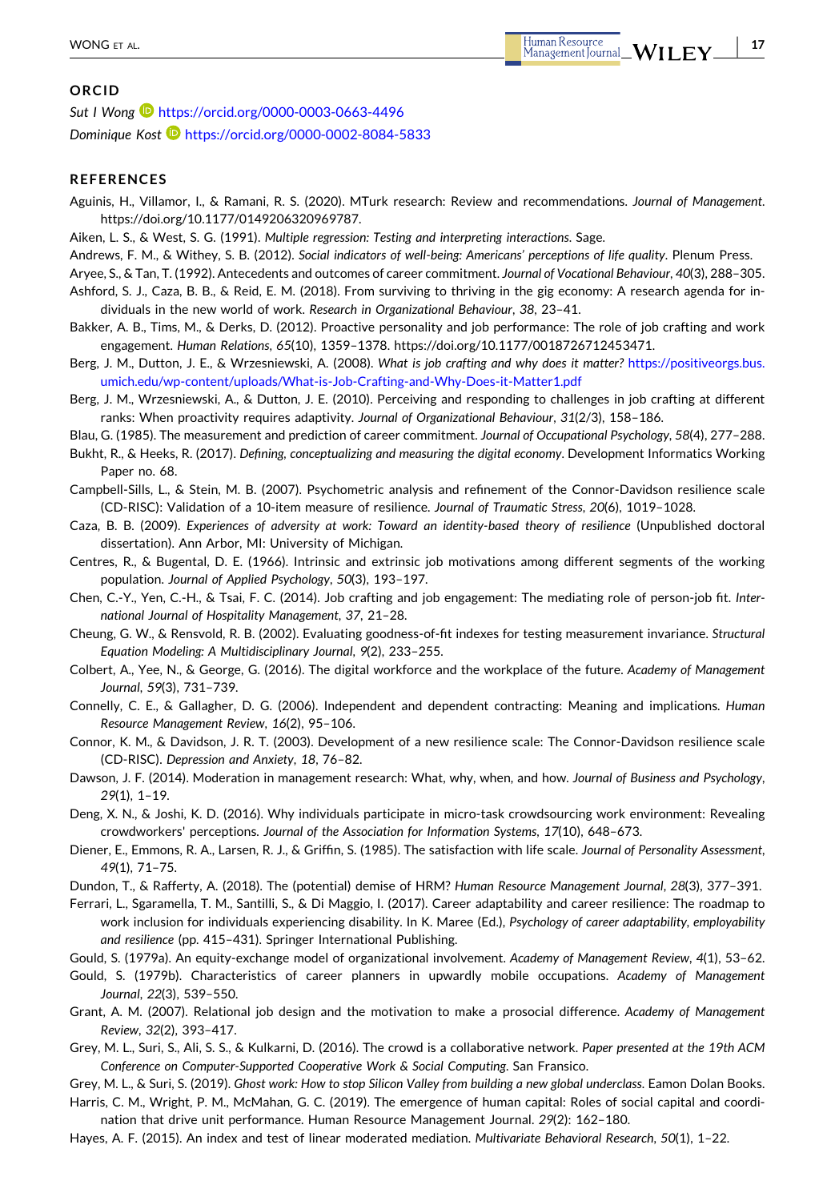## ORCID

*Sut I Wong* https://orcid.org/0000-0003-0663-4496

*Dominique Kost* https://orcid.org/0000-0002-8084-5833

## REFERENCES

Aguinis, H., Villamor, I., & Ramani, R. S. (2020). MTurk research: Review and recommendations. *Journal of Management*. https://doi.org/10.1177/0149206320969787.

Aiken, L. S., & West, S. G. (1991). *Multiple regression: Testing and interpreting interactions*. Sage.

Andrews, F. M., & Withey, S. B. (2012). *Social indicators of well-being: Americans' perceptions of life quality*. Plenum Press.

Aryee, S., & Tan, T. (1992). Antecedents and outcomes of career commitment. *Journal of Vocational Behaviour*, *40*(3), 288–305.

Ashford, S. J., Caza, B. B., & Reid, E. M. (2018). From surviving to thriving in the gig economy: A research agenda for individuals in the new world of work. *Research in Organizational Behaviour*, *38*, 23–41.

Bakker, A. B., Tims, M., & Derks, D. (2012). Proactive personality and job performance: The role of job crafting and work engagement. *Human Relations*, *65*(10), 1359–1378. https://doi.org/10.1177/0018726712453471.

Berg, J. M., Dutton, J. E., & Wrzesniewski, A. (2008). *What is job crafting and why does it matter?* https://positiveorgs.bus.umich.edu/wp-content/uploads/What-is-Job-Crafting-and-Why-Does-it-Matter1.pdf

Berg, J. M., Wrzesniewski, A., & Dutton, J. E. (2010). Perceiving and responding to challenges in job crafting at different ranks: When proactivity requires adaptivity. *Journal of Organizational Behaviour*, *31*(2/3), 158–186.

Blau, G. (1985). The measurement and prediction of career commitment. *Journal of Occupational Psychology*, *58*(4), 277–288.

Bukht, R., & Heeks, R. (2017). *Defining, conceptualizing and measuring the digital economy*. Development Informatics Working Paper no. 68.

Campbell-Sills, L., & Stein, M. B. (2007). Psychometric analysis and refinement of the Connor-Davidson resilience scale (CD-RISC): Validation of a 10-item measure of resilience. *Journal of Traumatic Stress*, *20*(6), 1019–1028.

Caza, B. B. (2009). *Experiences of adversity at work: Toward an identity-based theory of resilience* (Unpublished doctoral dissertation). Ann Arbor, MI: University of Michigan.

Centres, R., & Bugental, D. E. (1966). Intrinsic and extrinsic job motivations among different segments of the working population. *Journal of Applied Psychology*, *50*(3), 193–197.

Chen, C.-Y., Yen, C.-H., & Tsai, F. C. (2014). Job crafting and job engagement: The mediating role of person-job fit. *International Journal of Hospitality Management*, *37*, 21–28.

Cheung, G. W., & Rensvold, R. B. (2002). Evaluating goodness-of-fit indexes for testing measurement invariance. *Structural Equation Modeling: A Multidisciplinary Journal*, *9*(2), 233–255.

Colbert, A., Yee, N., & George, G. (2016). The digital workforce and the workplace of the future. *Academy of Management Journal*, *59*(3), 731–739.

Connelly, C. E., & Gallagher, D. G. (2006). Independent and dependent contracting: Meaning and implications. *Human Resource Management Review*, *16*(2), 95–106.

Connor, K. M., & Davidson, J. R. T. (2003). Development of a new resilience scale: The Connor-Davidson resilience scale (CD-RISC). *Depression and Anxiety*, *18*, 76–82.

Dawson, J. F. (2014). Moderation in management research: What, why, when, and how. *Journal of Business and Psychology*, *29*(1), 1–19.

Deng, X. N., & Joshi, K. D. (2016). Why individuals participate in micro-task crowdsourcing work environment: Revealing crowdworkers' perceptions. *Journal of the Association for Information Systems*, *17*(10), 648–673.

Diener, E., Emmons, R. A., Larsen, R. J., & Griffin, S. (1985). The satisfaction with life scale. *Journal of Personality Assessment*, *49*(1), 71–75.

Dundon, T., & Rafferty, A. (2018). The (potential) demise of HRM? *Human Resource Management Journal*, *28*(3), 377–391.

Ferrari, L., Sgaramella, T. M., Santilli, S., & Di Maggio, I. (2017). Career adaptability and career resilience: The roadmap to work inclusion for individuals experiencing disability. In K. Maree (Ed.), *Psychology of career adaptability, employability and resilience* (pp. 415–431). Springer International Publishing.

Gould, S. (1979a). An equity-exchange model of organizational involvement. *Academy of Management Review*, *4*(1), 53–62.

Gould, S. (1979b). Characteristics of career planners in upwardly mobile occupations. *Academy of Management Journal*, *22*(3), 539–550.

Grant, A. M. (2007). Relational job design and the motivation to make a prosocial difference. *Academy of Management Review*, *32*(2), 393–417.

Grey, M. L., Suri, S., Ali, S. S., & Kulkarni, D. (2016). The crowd is a collaborative network. *Paper presented at the 19th ACM Conference on Computer-Supported Cooperative Work & Social Computing*. San Fransico.

Grey, M. L., & Suri, S. (2019). *Ghost work: How to stop Silicon Valley from building a new global underclass*. Eamon Dolan Books.

Harris, C. M., Wright, P. M., McMahan, G. C. (2019). The emergence of human capital: Roles of social capital and coordination that drive unit performance. Human Resource Management Journal. *29*(2): 162–180.

Hayes, A. F. (2015). An index and test of linear moderated mediation. *Multivariate Behavioral Research*, *50*(1), 1–22.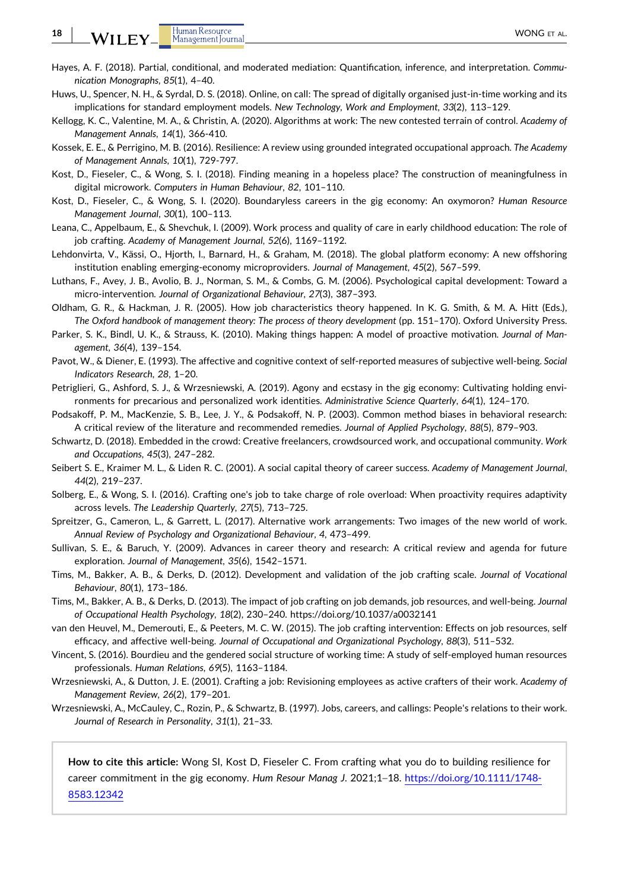Hayes, A. F. (2018). Partial, conditional, and moderated mediation: Quantification, inference, and interpretation. *Communication Monographs*, *85*(1), 4–40.

Huws, U., Spencer, N. H., & Syrdal, D. S. (2018). Online, on call: The spread of digitally organised just-in-time working and its implications for standard employment models. *New Technology, Work and Employment*, *33*(2), 113–129.

Kellogg, K. C., Valentine, M. A., & Christin, A. (2020). Algorithms at work: The new contested terrain of control. *Academy of Management Annals*, *14*(1), 366-410.

Kossek, E. E., & Perrigino, M. B. (2016). Resilience: A review using grounded integrated occupational approach. *The Academy of Management Annals*, *10*(1), 729-797.

Kost, D., Fieseler, C., & Wong, S. I. (2018). Finding meaning in a hopeless place? The construction of meaningfulness in digital microwork. *Computers in Human Behaviour*, *82*, 101–110.

Kost, D., Fieseler, C., & Wong, S. I. (2020). Boundaryless careers in the gig economy: An oxymoron? *Human Resource Management Journal*, *30*(1), 100–113.

Leana, C., Appelbaum, E., & Shevchuk, I. (2009). Work process and quality of care in early childhood education: The role of job crafting. *Academy of Management Journal*, *52*(6), 1169–1192.

Lehdonvirta, V., Kässi, O., Hjorth, I., Barnard, H., & Graham, M. (2018). The global platform economy: A new offshoring institution enabling emerging-economy microproviders. *Journal of Management*, *45*(2), 567–599.

Luthans, F., Avey, J. B., Avolio, B. J., Norman, S. M., & Combs, G. M. (2006). Psychological capital development: Toward a micro-intervention. *Journal of Organizational Behaviour*, *27*(3), 387–393.

Oldham, G. R., & Hackman, J. R. (2005). How job characteristics theory happened. In K. G. Smith, & M. A. Hitt (Eds.), *The Oxford handbook of management theory: The process of theory development* (pp. 151–170). Oxford University Press.

Parker, S. K., Bindl, U. K., & Strauss, K. (2010). Making things happen: A model of proactive motivation. *Journal of Management*, *36*(4), 139–154.

Pavot, W., & Diener, E. (1993). The affective and cognitive context of self-reported measures of subjective well-being. *Social Indicators Research*, *28*, 1–20.

Petriglieri, G., Ashford, S. J., & Wrzesniewski, A. (2019). Agony and ecstasy in the gig economy: Cultivating holding environments for precarious and personalized work identities. *Administrative Science Quarterly*, *64*(1), 124–170.

Podsakoff, P. M., MacKenzie, S. B., Lee, J. Y., & Podsakoff, N. P. (2003). Common method biases in behavioral research: A critical review of the literature and recommended remedies. *Journal of Applied Psychology*, *88*(5), 879–903.

Schwartz, D. (2018). Embedded in the crowd: Creative freelancers, crowdsourced work, and occupational community. *Work and Occupations*, *45*(3), 247–282.

Seibert S. E., Kraimer M. L., & Liden R. C. (2001). A social capital theory of career success. *Academy of Management Journal*, *44*(2), 219–237.

Solberg, E., & Wong, S. I. (2016). Crafting one's job to take charge of role overload: When proactivity requires adaptivity across levels. *The Leadership Quarterly*, *27*(5), 713–725.

Spreitzer, G., Cameron, L., & Garrett, L. (2017). Alternative work arrangements: Two images of the new world of work. *Annual Review of Psychology and Organizational Behaviour*, *4*, 473–499.

Sullivan, S. E., & Baruch, Y. (2009). Advances in career theory and research: A critical review and agenda for future exploration. *Journal of Management*, *35*(6), 1542–1571.

Tims, M., Bakker, A. B., & Derks, D. (2012). Development and validation of the job crafting scale. *Journal of Vocational Behaviour*, *80*(1), 173–186.

Tims, M., Bakker, A. B., & Derks, D. (2013). The impact of job crafting on job demands, job resources, and well-being. *Journal of Occupational Health Psychology*, *18*(2), 230–240. https://doi.org/10.1037/a0032141

van den Heuvel, M., Demerouti, E., & Peeters, M. C. W. (2015). The job crafting intervention: Effects on job resources, self efficacy, and affective well-being. *Journal of Occupational and Organizational Psychology*, *88*(3), 511–532.

Vincent, S. (2016). Bourdieu and the gendered social structure of working time: A study of self-employed human resources professionals. *Human Relations*, *69*(5), 1163–1184.

Wrzesniewski, A., & Dutton, J. E. (2001). Crafting a job: Revisioning employees as active crafters of their work. *Academy of Management Review*, *26*(2), 179–201.

Wrzesniewski, A., McCauley, C., Rozin, P., & Schwartz, B. (1997). Jobs, careers, and callings: People's relations to their work. *Journal of Research in Personality*, *31*(1), 21–33.

**How to cite this article:** Wong SI, Kost D, Fieseler C. From crafting what you do to building resilience for career commitment in the gig economy. *Hum Resour Manag J*. 2021;1–18. https://doi.org/10.1111/1748-8583.12342